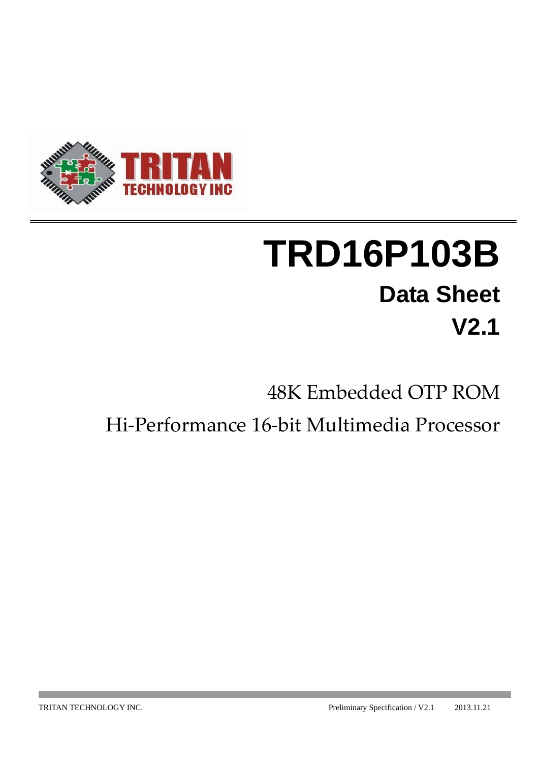# TRD16P103B

## Data Sheet

## V2.1

48K Embedded OTP ROM

Hi-Performance 16-bit Multimedia Processor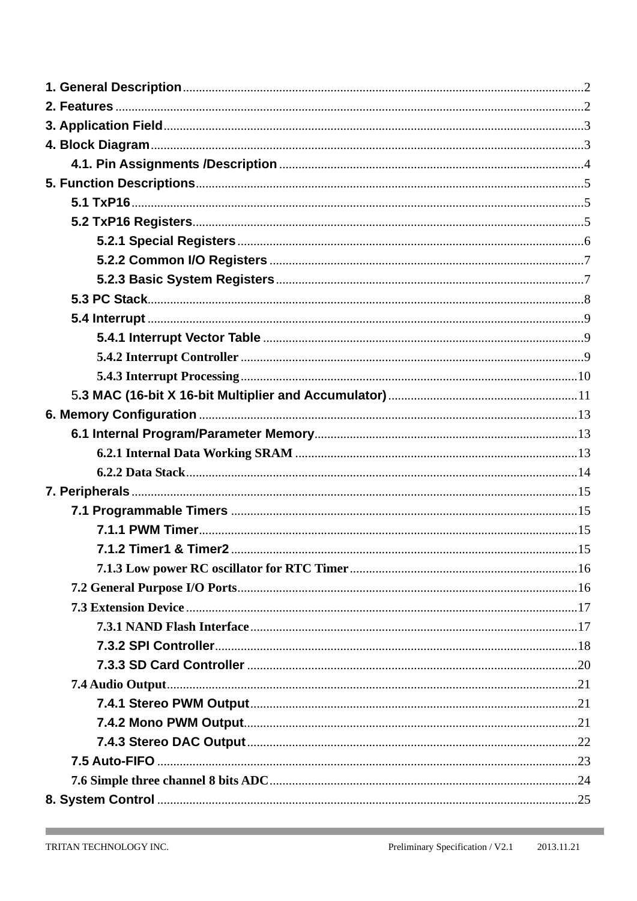1. General Description ........ 2
2. Features ........ 2
3. Application Field ........ 3
4. Block Diagram ........ 3
    4.1. Pin Assignments /Description ........ 4
5. Function Descriptions ........ 5
    5.1 TxP16 ........ 5
    5.2 TxP16 Registers ........ 5
        5.2.1 Special Registers ........ 6
        5.2.2 Common I/O Registers ........ 7
        5.2.3 Basic System Registers ........ 7
    5.3 PC Stack ........ 8
    5.4 Interrupt ........ 9
        5.4.1 Interrupt Vector Table ........ 9
        5.4.2 Interrupt Controller ........ 9
        5.4.3 Interrupt Processing ........ 10
    5.3 MAC (16-bit X 16-bit Multiplier and Accumulator) ........ 11
6. Memory Configuration ........ 13
    6.1 Internal Program/Parameter Memory ........ 13
        6.2.1 Internal Data Working SRAM ........ 13
        6.2.2 Data Stack ........ 14
7. Peripherals ........ 15
    7.1 Programmable Timers ........ 15
        7.1.1 PWM Timer ........ 15
        7.1.2 Timer1 & Timer2 ........ 15
        7.1.3 Low power RC oscillator for RTC Timer ........ 16
    7.2 General Purpose I/O Ports ........ 16
    7.3 Extension Device ........ 17
        7.3.1 NAND Flash Interface ........ 17
        7.3.2 SPI Controller ........ 18
        7.3.3 SD Card Controller ........ 20
    7.4 Audio Output ........ 21
        7.4.1 Stereo PWM Output ........ 21
        7.4.2 Mono PWM Output ........ 21
        7.4.3 Stereo DAC Output ........ 22
    7.5 Auto-FIFO ........ 23
    7.6 Simple three channel 8 bits ADC ........ 24
8. System Control ........ 25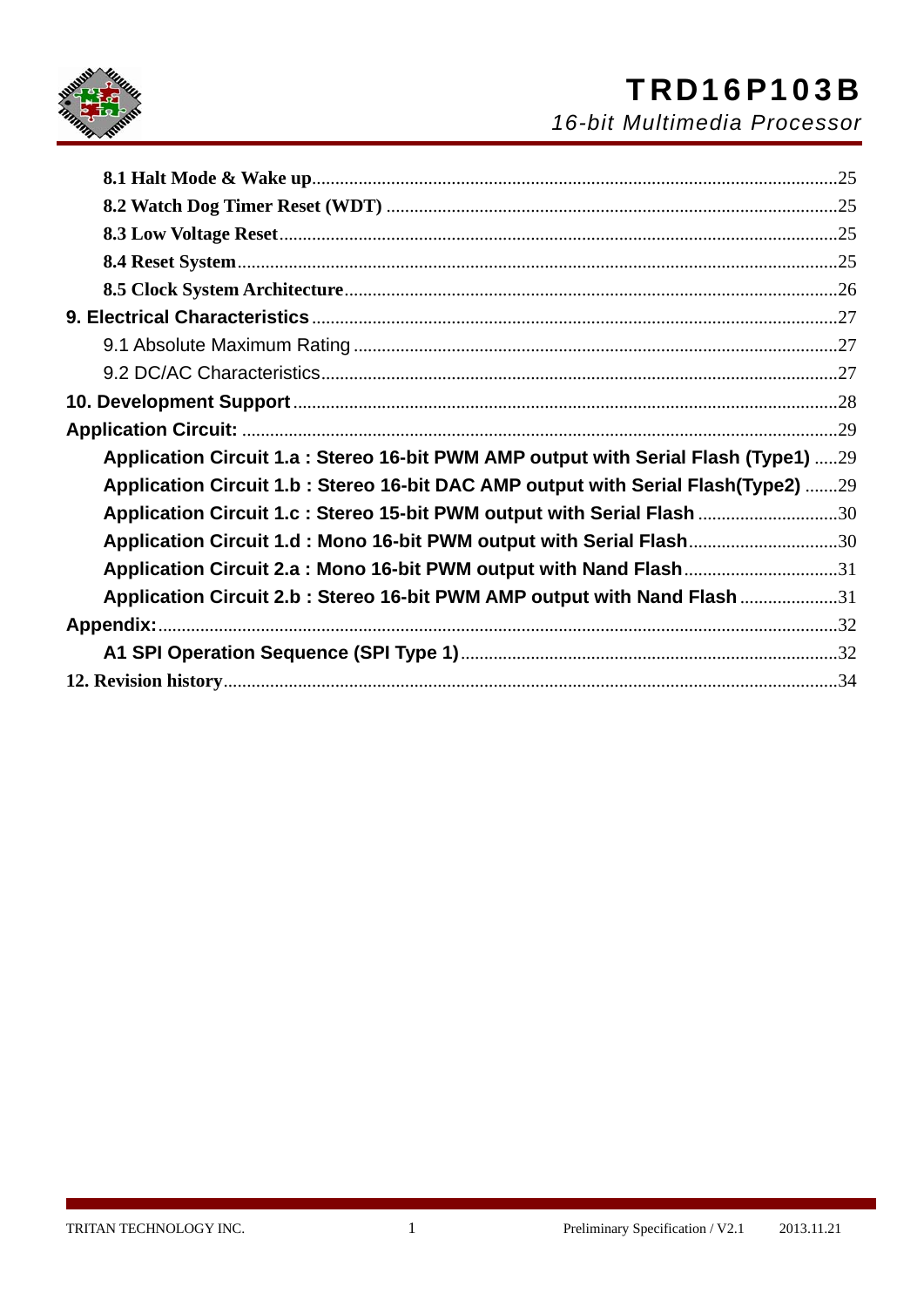8.1 Halt Mode & Wake up........................................................................................................25
8.2 Watch Dog Timer Reset (WDT) ............................................................................................25
8.3 Low Voltage Reset.................................................................................................................25
8.4 Reset System..........................................................................................................................25
8.5 Clock System Architecture......................................................................................................26
9. Electrical Characteristics..............................................................................................................27
9.1 Absolute Maximum Rating .....................................................................................................27
9.2 DC/AC Characteristics...........................................................................................................27
10. Development Support.................................................................................................................28
Application Circuit: ........................................................................................................................29
Application Circuit 1.a : Stereo 16-bit PWM AMP output with Serial Flash (Type1) .....29
Application Circuit 1.b : Stereo 16-bit DAC AMP output with Serial Flash(Type2) .......29
Application Circuit 1.c : Stereo 15-bit PWM output with Serial Flash ..............................30
Application Circuit 1.d : Mono 16-bit PWM output with Serial Flash................................30
Application Circuit 2.a : Mono 16-bit PWM output with Nand Flash.................................31
Application Circuit 2.b : Stereo 16-bit PWM AMP output with Nand Flash .....................31
Appendix:.......................................................................................................................................32
A1 SPI Operation Sequence (SPI Type 1)................................................................................32
12. Revision history..........................................................................................................................34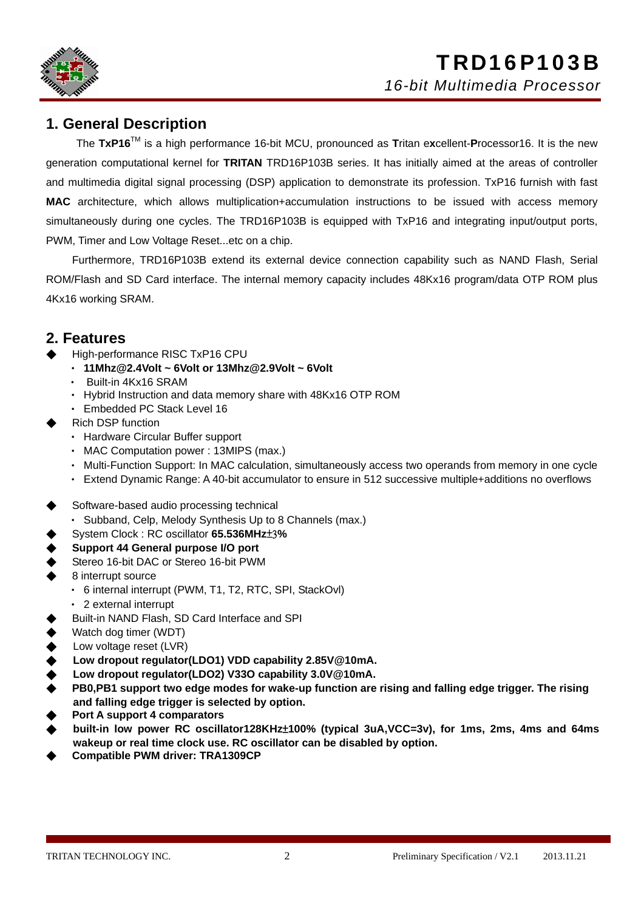# 1. General Description

The **TxP16**TM is a high performance 16-bit MCU, pronounced as **T**ritan e**x**cellent-**P**rocessor16. It is the new generation computational kernel for **TRITAN** TRD16P103B series. It has initially aimed at the areas of controller and multimedia digital signal processing (DSP) application to demonstrate its profession. TxP16 furnish with fast **MAC** architecture, which allows multiplication+accumulation instructions to be issued with access memory simultaneously during one cycles. The TRD16P103B is equipped with TxP16 and integrating input/output ports, PWM, Timer and Low Voltage Reset...etc on a chip.

Furthermore, TRD16P103B extend its external device connection capability such as NAND Flash, Serial ROM/Flash and SD Card interface. The internal memory capacity includes 48Kx16 program/data OTP ROM plus 4Kx16 working SRAM.

# 2. Features

- High-performance RISC TxP16 CPU
  - **11Mhz@2.4Volt ~ 6Volt or 13Mhz@2.9Volt ~ 6Volt**
  - Built-in 4Kx16 SRAM
  - Hybrid Instruction and data memory share with 48Kx16 OTP ROM
  - Embedded PC Stack Level 16
- Rich DSP function
  - Hardware Circular Buffer support
  - MAC Computation power : 13MIPS (max.)
  - Multi-Function Support: In MAC calculation, simultaneously access two operands from memory in one cycle
  - Extend Dynamic Range: A 40-bit accumulator to ensure in 512 successive multiple+additions no overflows
- Software-based audio processing technical
  - Subband, Celp, Melody Synthesis Up to 8 Channels (max.)
- System Clock : RC oscillator **65.536MHz±3%**
- **Support 44 General purpose I/O port**
- Stereo 16-bit DAC or Stereo 16-bit PWM
- 8 interrupt source
  - 6 internal interrupt (PWM, T1, T2, RTC, SPI, StackOvl)
  - 2 external interrupt
- Built-in NAND Flash, SD Card Interface and SPI
- Watch dog timer (WDT)
- Low voltage reset (LVR)
- **Low dropout regulator(LDO1) VDD capability 2.85V@10mA.**
- **Low dropout regulator(LDO2) V33O capability 3.0V@10mA.**
- **PB0,PB1 support two edge modes for wake-up function are rising and falling edge trigger. The rising and falling edge trigger is selected by option.**
- **Port A support 4 comparators**
- **built-in low power RC oscillator128KHz±100% (typical 3uA,VCC=3v), for 1ms, 2ms, 4ms and 64ms wakeup or real time clock use. RC oscillator can be disabled by option.**
- **Compatible PWM driver: TRA1309CP**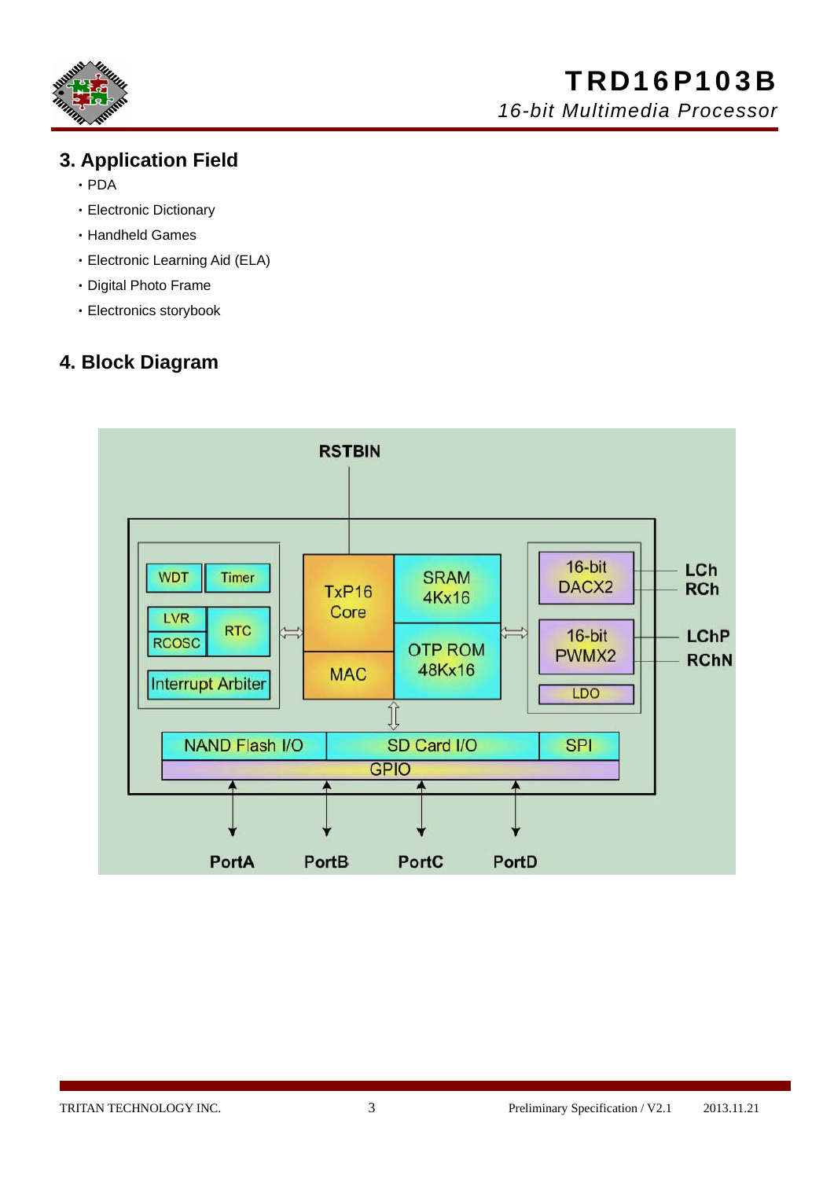## 3. Application Field

- PDA
- Electronic Dictionary
- Handheld Games
- Electronic Learning Aid (ELA)
- Digital Photo Frame
- Electronics storybook

## 4. Block Diagram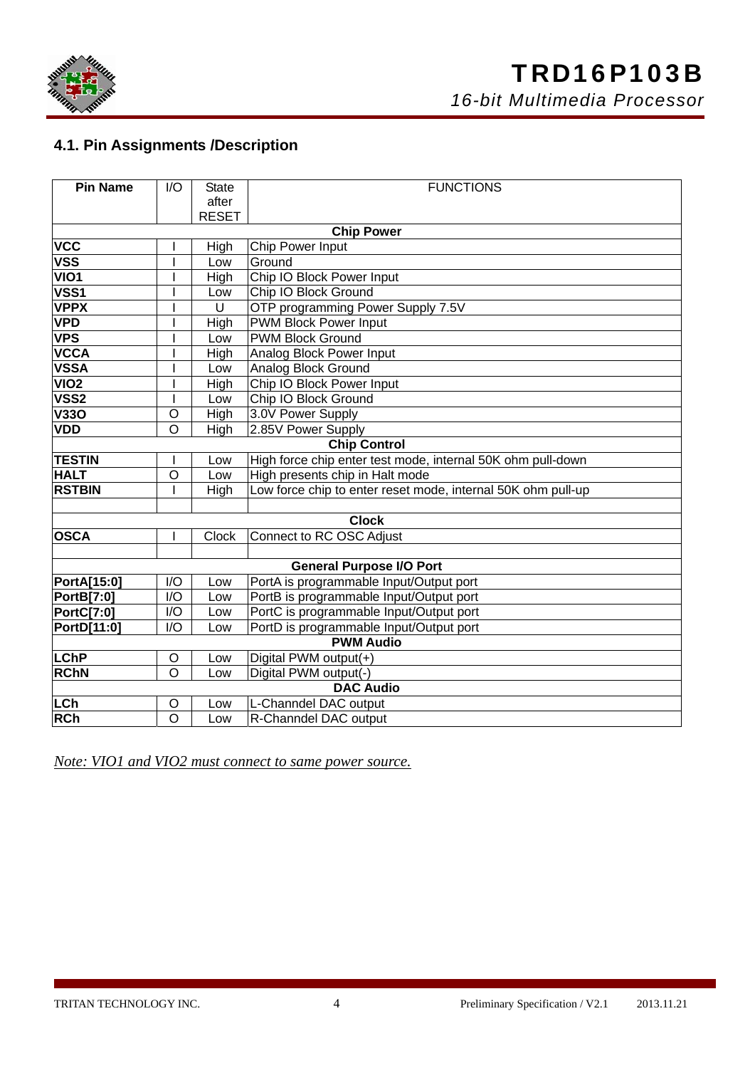## 4.1. Pin Assignments /Description

| Pin Name | I/O | State after RESET | FUNCTIONS |
|---|---|---|---|
| | | | **Chip Power** |
| **VCC** | I | High | Chip Power Input |
| **VSS** | I | Low | Ground |
| **VIO1** | I | High | Chip IO Block Power Input |
| **VSS1** | I | Low | Chip IO Block Ground |
| **VPPX** | I | U | OTP programming Power Supply 7.5V |
| **VPD** | I | High | PWM Block Power Input |
| **VPS** | I | Low | PWM Block Ground |
| **VCCA** | I | High | Analog Block Power Input |
| **VSSA** | I | Low | Analog Block Ground |
| **VIO2** | I | High | Chip IO Block Power Input |
| **VSS2** | I | Low | Chip IO Block Ground |
| **V33O** | O | High | 3.0V Power Supply |
| **VDD** | O | High | 2.85V Power Supply |
| | | | **Chip Control** |
| **TESTIN** | I | Low | High force chip enter test mode, internal 50K ohm pull-down |
| **HALT** | O | Low | High presents chip in Halt mode |
| **RSTBIN** | I | High | Low force chip to enter reset mode, internal 50K ohm pull-up |
| | | | |
| | | | **Clock** |
| **OSCA** | I | Clock | Connect to RC OSC Adjust |
| | | | |
| | | | **General Purpose I/O Port** |
| **PortA[15:0]** | I/O | Low | PortA is programmable Input/Output port |
| **PortB[7:0]** | I/O | Low | PortB is programmable Input/Output port |
| **PortC[7:0]** | I/O | Low | PortC is programmable Input/Output port |
| **PortD[11:0]** | I/O | Low | PortD is programmable Input/Output port |
| | | | **PWM Audio** |
| **LChP** | O | Low | Digital PWM output(+) |
| **RChN** | O | Low | Digital PWM output(-) |
| | | | **DAC Audio** |
| **LCh** | O | Low | L-Channdel DAC output |
| **RCh** | O | Low | R-Channdel DAC output |

*Note: VIO1 and VIO2 must connect to same power source.*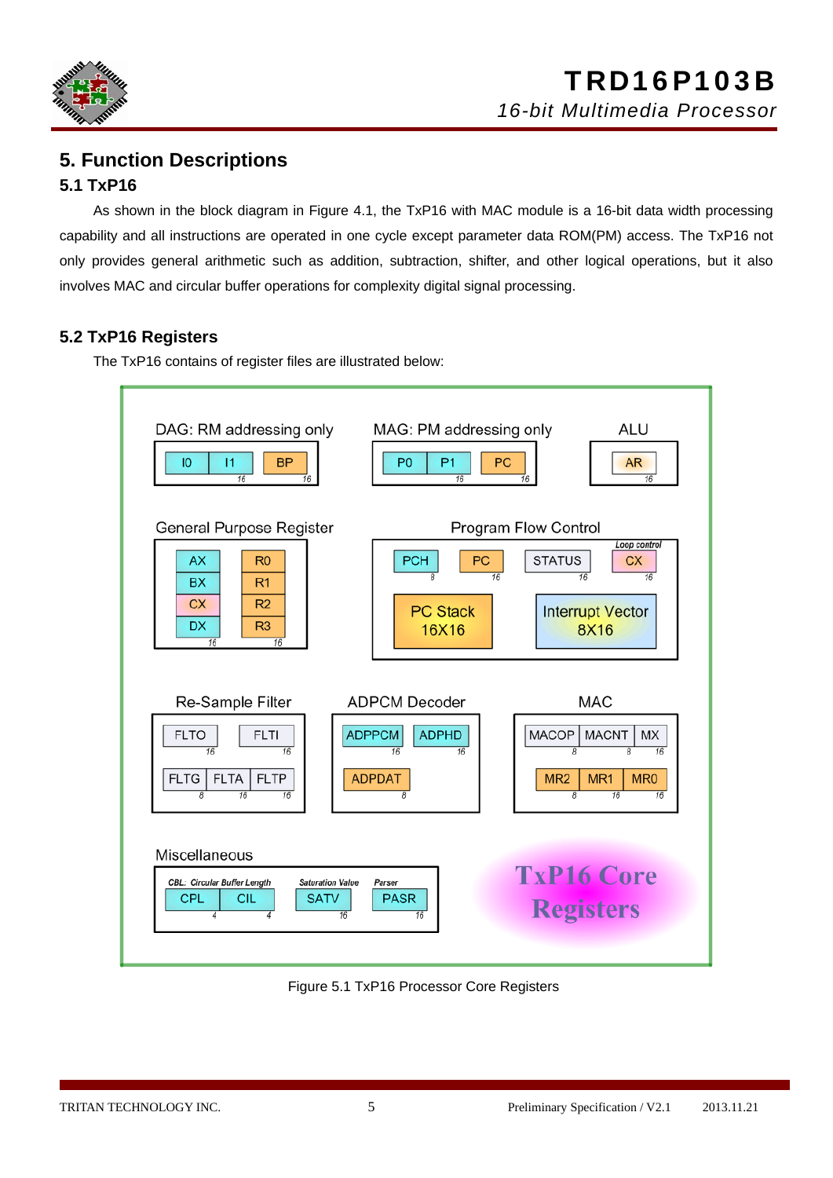# 5. Function Descriptions

## 5.1 TxP16

As shown in the block diagram in Figure 4.1, the TxP16 with MAC module is a 16-bit data width processing capability and all instructions are operated in one cycle except parameter data ROM(PM) access. The TxP16 not only provides general arithmetic such as addition, subtraction, shifter, and other logical operations, but it also involves MAC and circular buffer operations for complexity digital signal processing.

## 5.2 TxP16 Registers

The TxP16 contains of register files are illustrated below:

Figure 5.1 TxP16 Processor Core Registers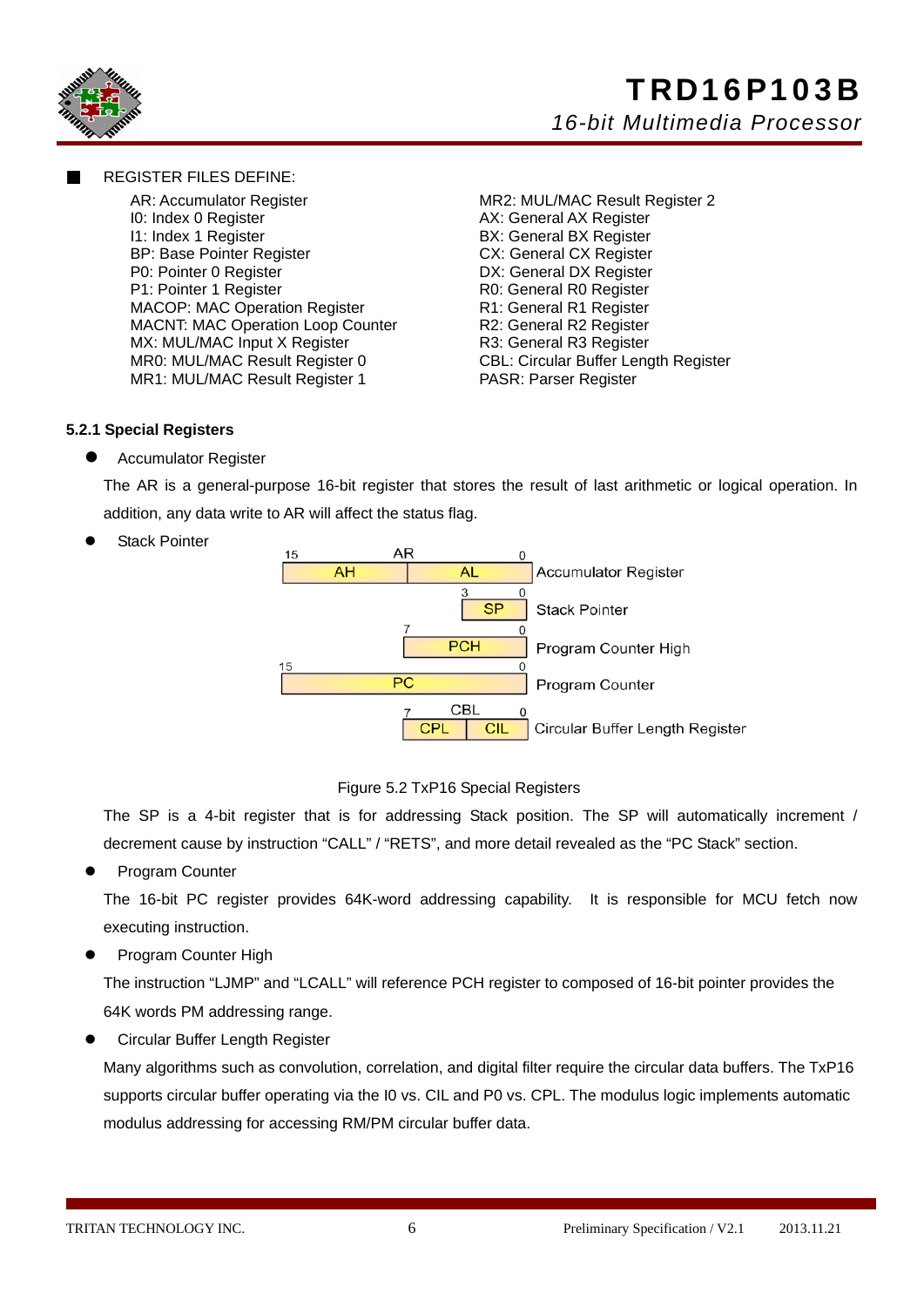- **REGISTER FILES DEFINE:**

AR: Accumulator Register
I0: Index 0 Register
I1: Index 1 Register
BP: Base Pointer Register
P0: Pointer 0 Register
P1: Pointer 1 Register
MACOP: MAC Operation Register
MACNT: MAC Operation Loop Counter
MX: MUL/MAC Input X Register
MR0: MUL/MAC Result Register 0
MR1: MUL/MAC Result Register 1
MR2: MUL/MAC Result Register 2
AX: General AX Register
BX: General BX Register
CX: General CX Register
DX: General DX Register
R0: General R0 Register
R1: General R1 Register
R2: General R2 Register
R3: General R3 Register
CBL: Circular Buffer Length Register
PASR: Parser Register

### 5.2.1 Special Registers

- Accumulator Register

The AR is a general-purpose 16-bit register that stores the result of last arithmetic or logical operation. In addition, any data write to AR will affect the status flag.

- Stack Pointer

| Bits | Fields | Register |
|---|---|---|
| AR [15:0] | AH \| AL | Accumulator Register |
| [3:0] | SP | Stack Pointer |
| [7:0] | PCH | Program Counter High |
| [15:0] | PC | Program Counter |
| CBL [7:0] | CPL \| CIL | Circular Buffer Length Register |

Figure 5.2 TxP16 Special Registers

The SP is a 4-bit register that is for addressing Stack position. The SP will automatically increment / decrement cause by instruction "CALL" / "RETS", and more detail revealed as the "PC Stack" section.

- Program Counter

The 16-bit PC register provides 64K-word addressing capability. It is responsible for MCU fetch now executing instruction.

- Program Counter High

The instruction "LJMP" and "LCALL" will reference PCH register to composed of 16-bit pointer provides the 64K words PM addressing range.

- Circular Buffer Length Register

Many algorithms such as convolution, correlation, and digital filter require the circular data buffers. The TxP16 supports circular buffer operating via the I0 vs. CIL and P0 vs. CPL. The modulus logic implements automatic modulus addressing for accessing RM/PM circular buffer data.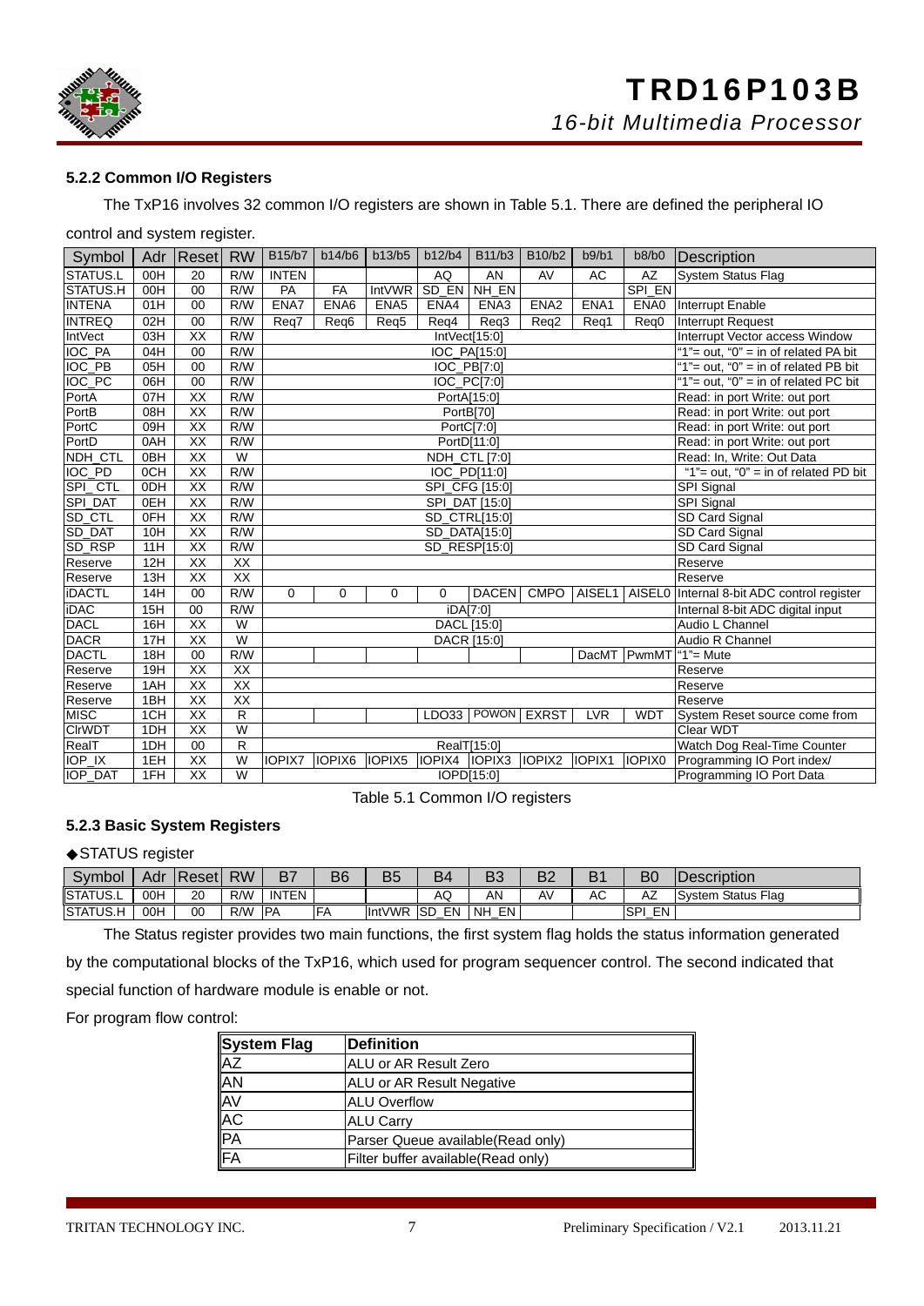### 5.2.2 Common I/O Registers

The TxP16 involves 32 common I/O registers are shown in Table 5.1. There are defined the peripheral IO control and system register.

| Symbol | Adr | Reset | RW | B15/b7 | b14/b6 | b13/b5 | b12/b4 | B11/b3 | B10/b2 | b9/b1 | b8/b0 | Description |
|---|---|---|---|---|---|---|---|---|---|---|---|---|
| STATUS.L | 00H | 20 | R/W | INTEN | | | AQ | AN | AV | AC | AZ | System Status Flag |
| STATUS.H | 00H | 00 | R/W | PA | FA | IntVWR | SD_EN | NH_EN | | | SPI_EN | |
| INTENA | 01H | 00 | R/W | ENA7 | ENA6 | ENA5 | ENA4 | ENA3 | ENA2 | ENA1 | ENA0 | Interrupt Enable |
| INTREQ | 02H | 00 | R/W | Req7 | Req6 | Req5 | Req4 | Req3 | Req2 | Req1 | Req0 | Interrupt Request |
| IntVect | 03H | XX | R/W | IntVect[15:0] | | | | | | | | Interrupt Vector access Window |
| IOC_PA | 04H | 00 | R/W | IOC_PA[15:0] | | | | | | | | "1"= out, "0" = in of related PA bit |
| IOC_PB | 05H | 00 | R/W | IOC_PB[7:0] | | | | | | | | "1"= out, "0" = in of related PB bit |
| IOC_PC | 06H | 00 | R/W | IOC_PC[7:0] | | | | | | | | "1"= out, "0" = in of related PC bit |
| PortA | 07H | XX | R/W | PortA[15:0] | | | | | | | | Read: in port Write: out port |
| PortB | 08H | XX | R/W | PortB[70] | | | | | | | | Read: in port Write: out port |
| PortC | 09H | XX | R/W | PortC[7:0] | | | | | | | | Read: in port Write: out port |
| PortD | 0AH | XX | R/W | PortD[11:0] | | | | | | | | Read: in port Write: out port |
| NDH_CTL | 0BH | XX | W | NDH_CTL [7:0] | | | | | | | | Read: In, Write: Out Data |
| IOC_PD | 0CH | XX | R/W | IOC_PD[11:0] | | | | | | | | "1"= out, "0" = in of related PD bit |
| SPI_CTL | 0DH | XX | R/W | SPI_CFG [15:0] | | | | | | | | SPI Signal |
| SPI_DAT | 0EH | XX | R/W | SPI_DAT [15:0] | | | | | | | | SPI Signal |
| SD_CTL | 0FH | XX | R/W | SD_CTRL[15:0] | | | | | | | | SD Card Signal |
| SD_DAT | 10H | XX | R/W | SD_DATA[15:0] | | | | | | | | SD Card Signal |
| SD_RSP | 11H | XX | R/W | SD_RESP[15:0] | | | | | | | | SD Card Signal |
| Reserve | 12H | XX | XX | | | | | | | | | Reserve |
| Reserve | 13H | XX | XX | | | | | | | | | Reserve |
| iDACTL | 14H | 00 | R/W | 0 | 0 | 0 | 0 | DACEN | CMPO | AISEL1 | AISEL0 | Internal 8-bit ADC control register |
| iDAC | 15H | 00 | R/W | iDA[7:0] | | | | | | | | Internal 8-bit ADC digital input |
| DACL | 16H | XX | W | DACL [15:0] | | | | | | | | Audio L Channel |
| DACR | 17H | XX | W | DACR [15:0] | | | | | | | | Audio R Channel |
| DACTL | 18H | 00 | R/W | | | | | | | DacMT | PwmMT | "1"= Mute |
| Reserve | 19H | XX | XX | | | | | | | | | Reserve |
| Reserve | 1AH | XX | XX | | | | | | | | | Reserve |
| Reserve | 1BH | XX | XX | | | | | | | | | Reserve |
| MISC | 1CH | XX | R | | | | LDO33 | POWON | EXRST | LVR | WDT | System Reset source come from |
| ClrWDT | 1DH | XX | W | | | | | | | | | Clear WDT |
| RealT | 1DH | 00 | R | RealT[15:0] | | | | | | | | Watch Dog Real-Time Counter |
| IOP_IX | 1EH | XX | W | IOPIX7 | IOPIX6 | IOPIX5 | IOPIX4 | IOPIX3 | IOPIX2 | IOPIX1 | IOPIX0 | Programming IO Port index/ |
| IOP_DAT | 1FH | XX | W | IOPD[15:0] | | | | | | | | Programming IO Port Data |

Table 5.1 Common I/O registers

### 5.2.3 Basic System Registers

◆STATUS register

| Symbol | Adr | Reset | RW | B7 | B6 | B5 | B4 | B3 | B2 | B1 | B0 | Description |
|---|---|---|---|---|---|---|---|---|---|---|---|---|
| STATUS.L | 00H | 20 | R/W | INTEN | | | AQ | AN | AV | AC | AZ | System Status Flag |
| STATUS.H | 00H | 00 | R/W | PA | FA | IntVWR | SD_EN | NH_EN | | | SPI_EN | |

The Status register provides two main functions, the first system flag holds the status information generated by the computational blocks of the TxP16, which used for program sequencer control. The second indicated that special function of hardware module is enable or not.

For program flow control:

| System Flag | Definition |
|---|---|
| AZ | ALU or AR Result Zero |
| AN | ALU or AR Result Negative |
| AV | ALU Overflow |
| AC | ALU Carry |
| PA | Parser Queue available(Read only) |
| FA | Filter buffer available(Read only) |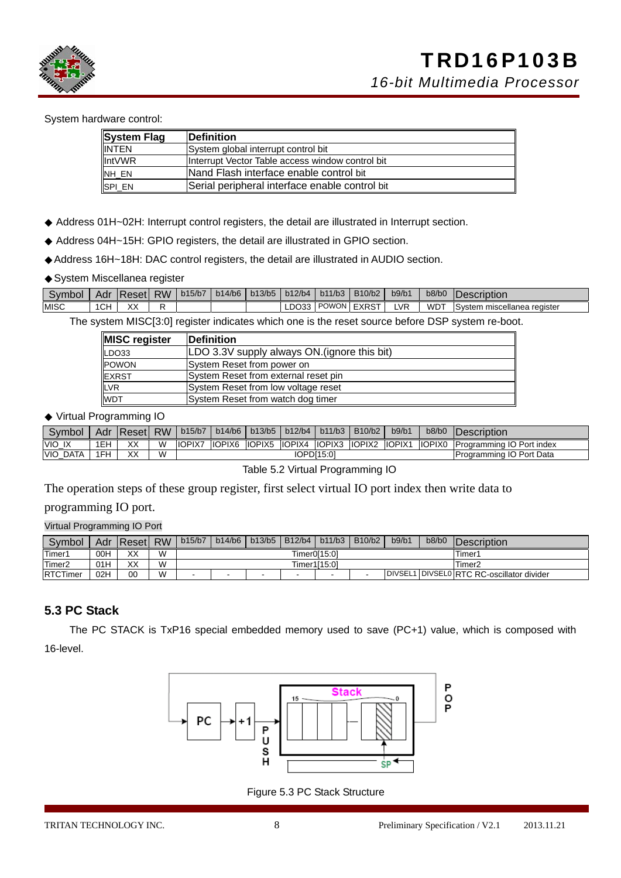System hardware control:

| System Flag | Definition |
|---|---|
| INTEN | System global interrupt control bit |
| IntVWR | Interrupt Vector Table access window control bit |
| NH_EN | Nand Flash interface enable control bit |
| SPI_EN | Serial peripheral interface enable control bit |

◆ Address 01H~02H: Interrupt control registers, the detail are illustrated in Interrupt section.

◆ Address 04H~15H: GPIO registers, the detail are illustrated in GPIO section.

◆Address 16H~18H: DAC control registers, the detail are illustrated in AUDIO section.

◆System Miscellanea register

| Symbol | Adr | Reset | RW | b15/b7 | b14/b6 | b13/b5 | b12/b4 | b11/b3 | B10/b2 | b9/b1 | b8/b0 | Description |
|---|---|---|---|---|---|---|---|---|---|---|---|---|
| MISC | 1CH | XX | R | | | | LDO33 | POWON | EXRST | LVR | WDT | System miscellanea register |

The system MISC[3:0] register indicates which one is the reset source before DSP system re-boot.

| MISC register | Definition |
|---|---|
| LDO33 | LDO 3.3V supply always ON.(ignore this bit) |
| POWON | System Reset from power on |
| EXRST | System Reset from external reset pin |
| LVR | System Reset from low voltage reset |
| WDT | System Reset from watch dog timer |

◆ Virtual Programming IO

| Symbol | Adr | Reset | RW | b15/b7 | b14/b6 | b13/b5 | b12/b4 | b11/b3 | B10/b2 | b9/b1 | b8/b0 | Description |
|---|---|---|---|---|---|---|---|---|---|---|---|---|
| VIO_IX | 1EH | XX | W | IOPIX7 | IOPIX6 | IOPIX5 | IOPIX4 | IOPIX3 | IOPIX2 | IOPIX1 | IOPIX0 | Programming IO Port index |
| VIO_DATA | 1FH | XX | W | IOPD[15:0] | | | | | | | | Programming IO Port Data |

Table 5.2 Virtual Programming IO

The operation steps of these group register, first select virtual IO port index then write data to programming IO port.

Virtual Programming IO Port

| Symbol | Adr | Reset | RW | b15/b7 | b14/b6 | b13/b5 | B12/b4 | b11/b3 | B10/b2 | b9/b1 | b8/b0 | Description |
|---|---|---|---|---|---|---|---|---|---|---|---|---|
| Timer1 | 00H | XX | W | Timer0[15:0] | | | | | | | | Timer1 |
| Timer2 | 01H | XX | W | Timer1[15:0] | | | | | | | | Timer2 |
| RTCTimer | 02H | 00 | W | - | - | - | - | - | - | DIVSEL1 | DIVSEL0 | RTC RC-oscillator divider |

## 5.3 PC Stack

The PC STACK is TxP16 special embedded memory used to save (PC+1) value, which is composed with 16-level.

Figure 5.3 PC Stack Structure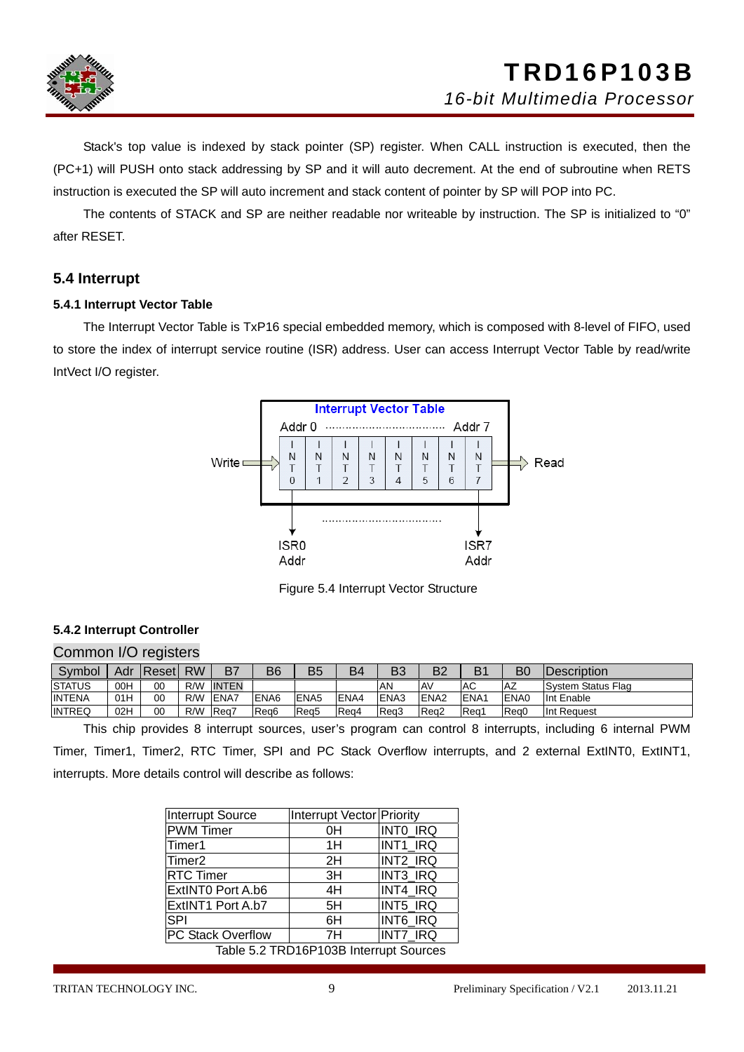Stack's top value is indexed by stack pointer (SP) register. When CALL instruction is executed, then the (PC+1) will PUSH onto stack addressing by SP and it will auto decrement. At the end of subroutine when RETS instruction is executed the SP will auto increment and stack content of pointer by SP will POP into PC.

The contents of STACK and SP are neither readable nor writeable by instruction. The SP is initialized to "0" after RESET.

## 5.4 Interrupt

### 5.4.1 Interrupt Vector Table

The Interrupt Vector Table is TxP16 special embedded memory, which is composed with 8-level of FIFO, used to store the index of interrupt service routine (ISR) address. User can access Interrupt Vector Table by read/write IntVect I/O register.

Interrupt Vector Table

Addr 0 ……………………………… Addr 7

Write → | INT0 | INT1 | INT2 | INT3 | INT4 | INT5 | INT6 | INT7 | → Read

ISR0 Addr ……………………………… ISR7 Addr

Figure 5.4 Interrupt Vector Structure

### 5.4.2 Interrupt Controller

Common I/O registers

| Symbol | Adr | Reset | RW | B7 | B6 | B5 | B4 | B3 | B2 | B1 | B0 | Description |
|---|---|---|---|---|---|---|---|---|---|---|---|---|
| STATUS | 00H | 00 | R/W | INTEN | | | | AN | AV | AC | AZ | System Status Flag |
| INTENA | 01H | 00 | R/W | ENA7 | ENA6 | ENA5 | ENA4 | ENA3 | ENA2 | ENA1 | ENA0 | Int Enable |
| INTREQ | 02H | 00 | R/W | Req7 | Req6 | Req5 | Req4 | Req3 | Req2 | Req1 | Req0 | Int Request |

This chip provides 8 interrupt sources, user's program can control 8 interrupts, including 6 internal PWM Timer, Timer1, Timer2, RTC Timer, SPI and PC Stack Overflow interrupts, and 2 external ExtINT0, ExtINT1, interrupts. More details control will describe as follows:

| Interrupt Source | Interrupt Vector | Priority |
|---|---|---|
| PWM Timer | 0H | INT0_IRQ |
| Timer1 | 1H | INT1_IRQ |
| Timer2 | 2H | INT2_IRQ |
| RTC Timer | 3H | INT3_IRQ |
| ExtINT0 Port A.b6 | 4H | INT4_IRQ |
| ExtINT1 Port A.b7 | 5H | INT5_IRQ |
| SPI | 6H | INT6_IRQ |
| PC Stack Overflow | 7H | INT7_IRQ |

Table 5.2 TRD16P103B Interrupt Sources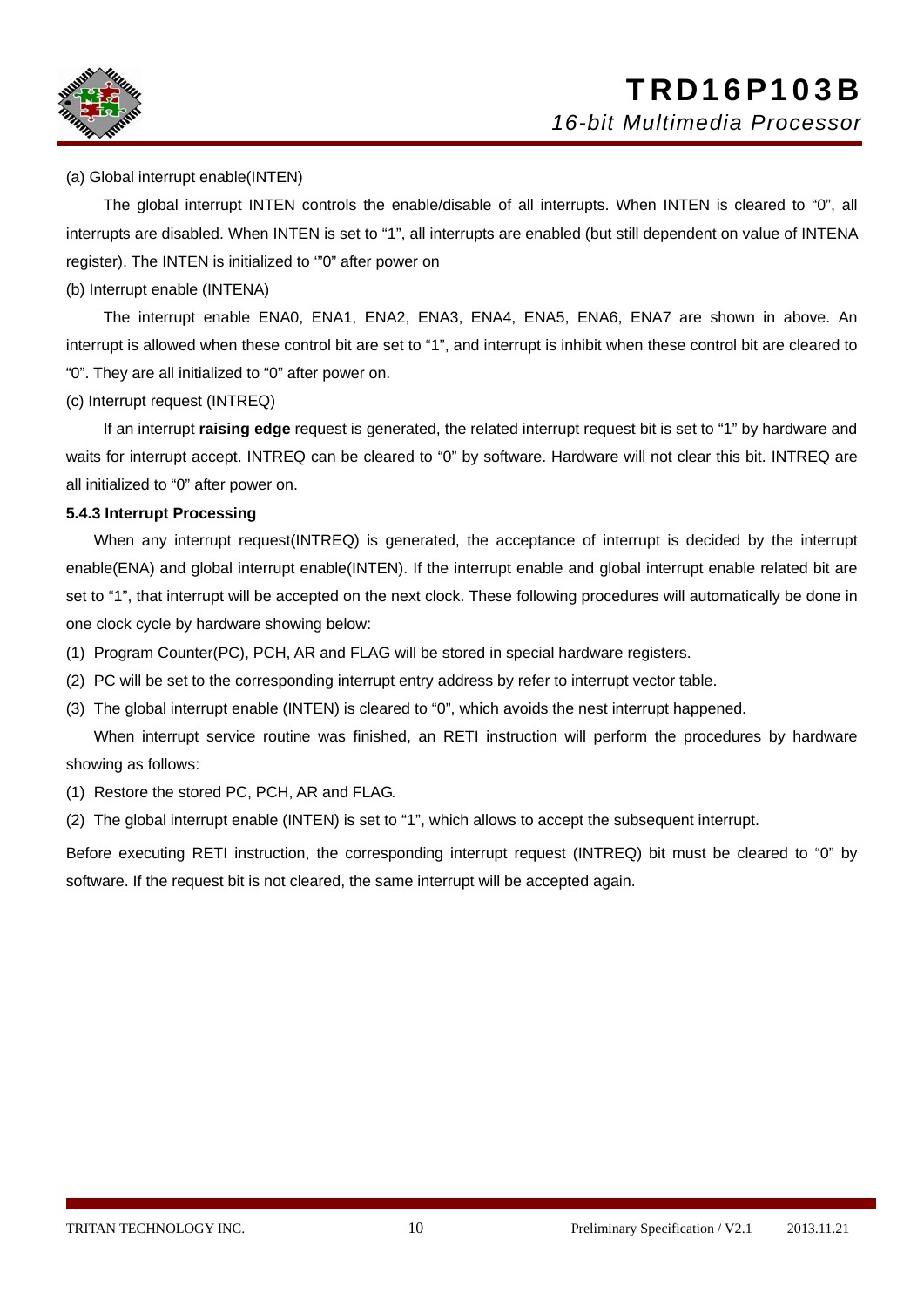(a) Global interrupt enable(INTEN)

The global interrupt INTEN controls the enable/disable of all interrupts. When INTEN is cleared to "0", all interrupts are disabled. When INTEN is set to "1", all interrupts are enabled (but still dependent on value of INTENA register). The INTEN is initialized to '"0" after power on

(b) Interrupt enable (INTENA)

The interrupt enable ENA0, ENA1, ENA2, ENA3, ENA4, ENA5, ENA6, ENA7 are shown in above. An interrupt is allowed when these control bit are set to "1", and interrupt is inhibit when these control bit are cleared to "0". They are all initialized to "0" after power on.

(c) Interrupt request (INTREQ)

If an interrupt **raising edge** request is generated, the related interrupt request bit is set to "1" by hardware and waits for interrupt accept. INTREQ can be cleared to "0" by software. Hardware will not clear this bit. INTREQ are all initialized to "0" after power on.

**5.4.3 Interrupt Processing**

When any interrupt request(INTREQ) is generated, the acceptance of interrupt is decided by the interrupt enable(ENA) and global interrupt enable(INTEN). If the interrupt enable and global interrupt enable related bit are set to "1", that interrupt will be accepted on the next clock. These following procedures will automatically be done in one clock cycle by hardware showing below:

(1) Program Counter(PC), PCH, AR and FLAG will be stored in special hardware registers.
(2) PC will be set to the corresponding interrupt entry address by refer to interrupt vector table.
(3) The global interrupt enable (INTEN) is cleared to "0", which avoids the nest interrupt happened.

When interrupt service routine was finished, an RETI instruction will perform the procedures by hardware showing as follows:

(1) Restore the stored PC, PCH, AR and FLAG.
(2) The global interrupt enable (INTEN) is set to "1", which allows to accept the subsequent interrupt.

Before executing RETI instruction, the corresponding interrupt request (INTREQ) bit must be cleared to "0" by software. If the request bit is not cleared, the same interrupt will be accepted again.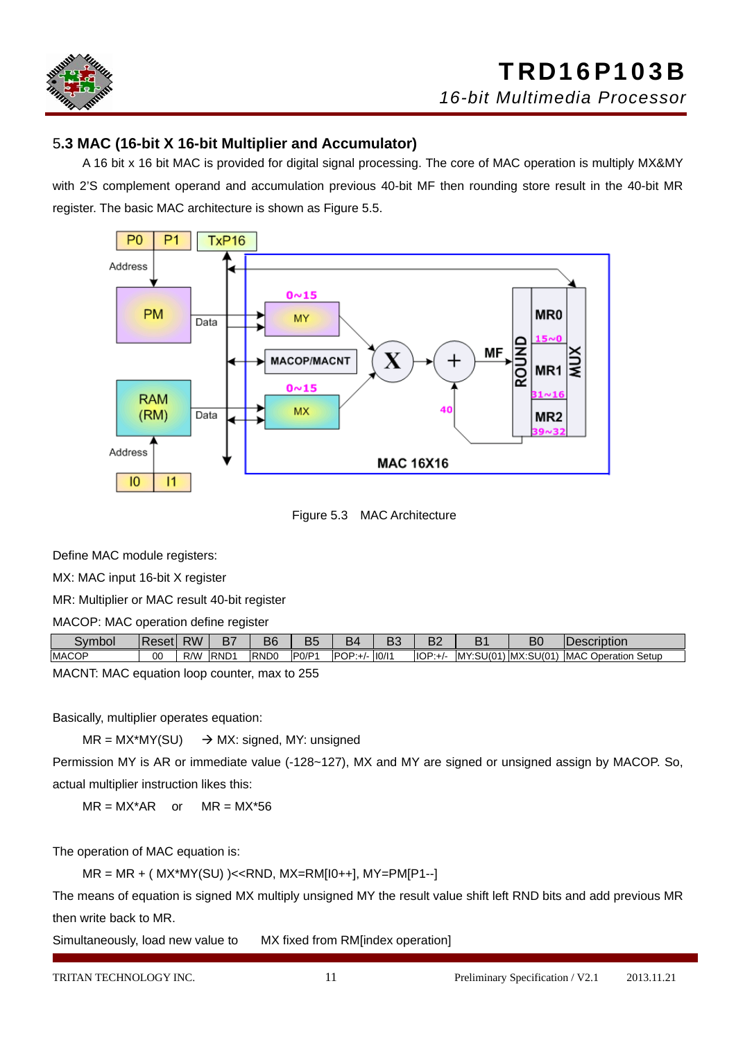## 5.3 MAC (16-bit X 16-bit Multiplier and Accumulator)

A 16 bit x 16 bit MAC is provided for digital signal processing. The core of MAC operation is multiply MX&MY with 2'S complement operand and accumulation previous 40-bit MF then rounding store result in the 40-bit MR register. The basic MAC architecture is shown as Figure 5.5.

Figure 5.3 MAC Architecture

Define MAC module registers:

MX: MAC input 16-bit X register

MR: Multiplier or MAC result 40-bit register

MACOP: MAC operation define register

| Symbol | Reset | RW | B7 | B6 | B5 | B4 | B3 | B2 | B1 | B0 | Description |
|---|---|---|---|---|---|---|---|---|---|---|---|
| MACOP | 00 | R/W | RND1 | RND0 | P0/P1 | POP:+/- | I0/I1 | IOP:+/- | MY:SU(01) | MX:SU(01) | MAC Operation Setup |

MACNT: MAC equation loop counter, max to 255

Basically, multiplier operates equation:

MR = MX*MY(SU) → MX: signed, MY: unsigned

Permission MY is AR or immediate value (-128~127), MX and MY are signed or unsigned assign by MACOP. So, actual multiplier instruction likes this:

MR = MX*AR or MR = MX*56

The operation of MAC equation is:

MR = MR + ( MX*MY(SU) )<<RND, MX=RM[I0++], MY=PM[P1--]

The means of equation is signed MX multiply unsigned MY the result value shift left RND bits and add previous MR then write back to MR.

Simultaneously, load new value to MX fixed from RM[index operation]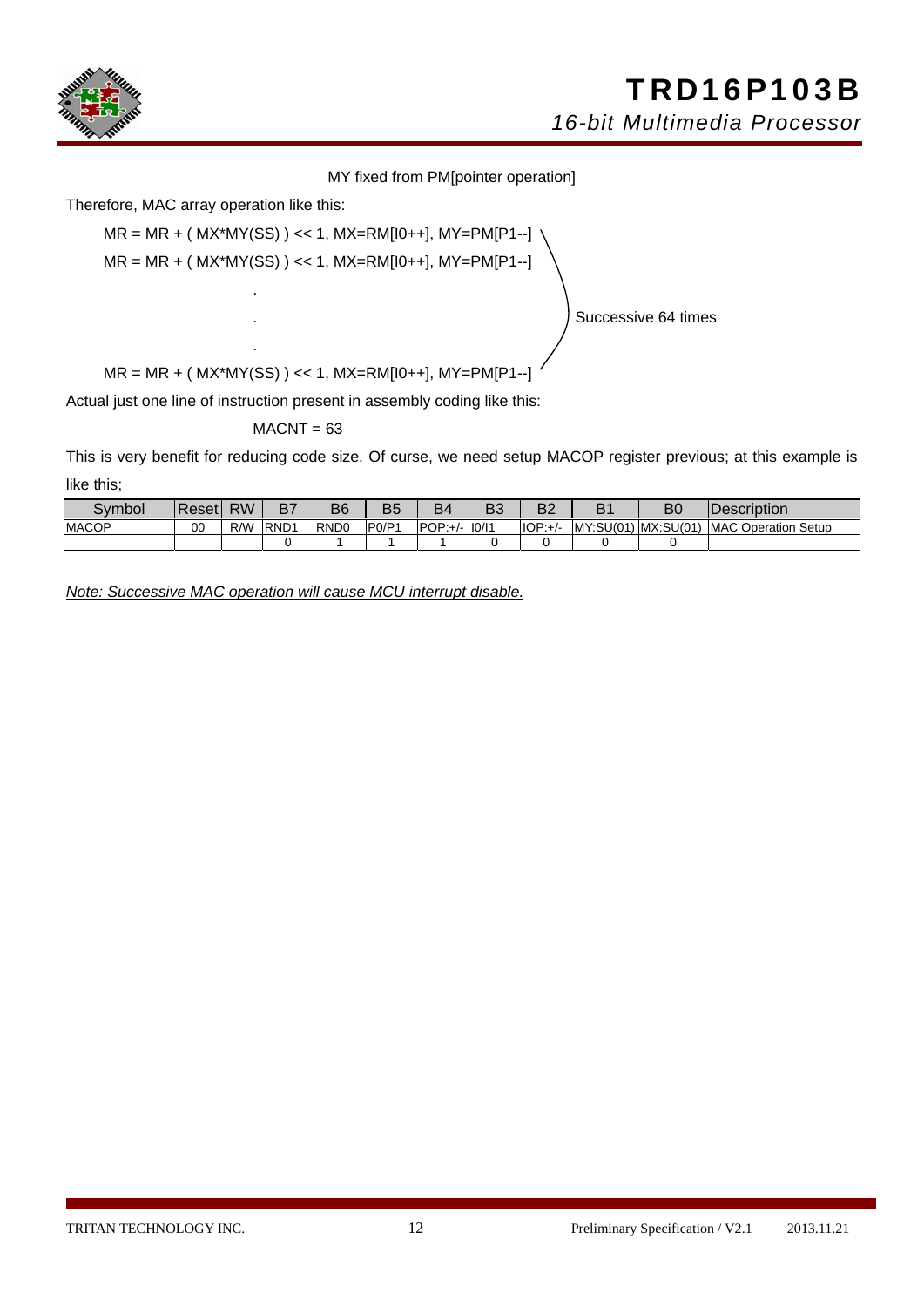MY fixed from PM[pointer operation]

Therefore, MAC array operation like this:

```
MR = MR + ( MX*MY(SS) ) << 1, MX=RM[I0++], MY=PM[P1--]  \
MR = MR + ( MX*MY(SS) ) << 1, MX=RM[I0++], MY=PM[P1--]   |
                    .                                      |
                    .                                      |  Successive 64 times
                    .                                      |
MR = MR + ( MX*MY(SS) ) << 1, MX=RM[I0++], MY=PM[P1--]  /
```

Actual just one line of instruction present in assembly coding like this:

```
MACNT = 63
```

This is very benefit for reducing code size. Of curse, we need setup MACOP register previous; at this example is like this;

| Symbol | Reset | RW | B7 | B6 | B5 | B4 | B3 | B2 | B1 | B0 | Description |
|---|---|---|---|---|---|---|---|---|---|---|---|
| MACOP | 00 | R/W | RND1 | RND0 | P0/P1 | POP:+/- | I0/I1 | IOP:+/- | MY:SU(01) | MX:SU(01) | MAC Operation Setup |
| | | | 0 | 1 | 1 | 1 | 0 | 0 | 0 | 0 | |

*Note: Successive MAC operation will cause MCU interrupt disable.*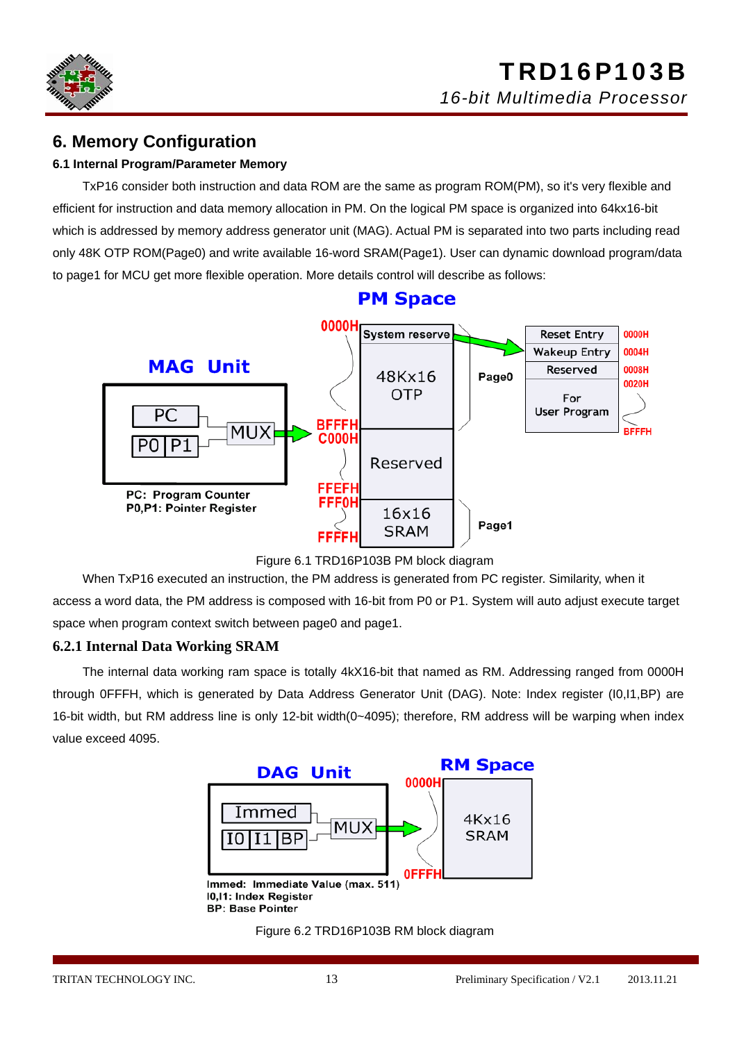# 6. Memory Configuration

### 6.1 Internal Program/Parameter Memory

TxP16 consider both instruction and data ROM are the same as program ROM(PM), so it's very flexible and efficient for instruction and data memory allocation in PM. On the logical PM space is organized into 64kx16-bit which is addressed by memory address generator unit (MAG). Actual PM is separated into two parts including read only 48K OTP ROM(Page0) and write available 16-word SRAM(Page1). User can dynamic download program/data to page1 for MCU get more flexible operation. More details control will describe as follows:

Figure 6.1 TRD16P103B PM block diagram

When TxP16 executed an instruction, the PM address is generated from PC register. Similarity, when it access a word data, the PM address is composed with 16-bit from P0 or P1. System will auto adjust execute target space when program context switch between page0 and page1.

### 6.2.1 Internal Data Working SRAM

The internal data working ram space is totally 4kX16-bit that named as RM. Addressing ranged from 0000H through 0FFFH, which is generated by Data Address Generator Unit (DAG). Note: Index register (I0,I1,BP) are 16-bit width, but RM address line is only 12-bit width(0~4095); therefore, RM address will be warping when index value exceed 4095.

Figure 6.2 TRD16P103B RM block diagram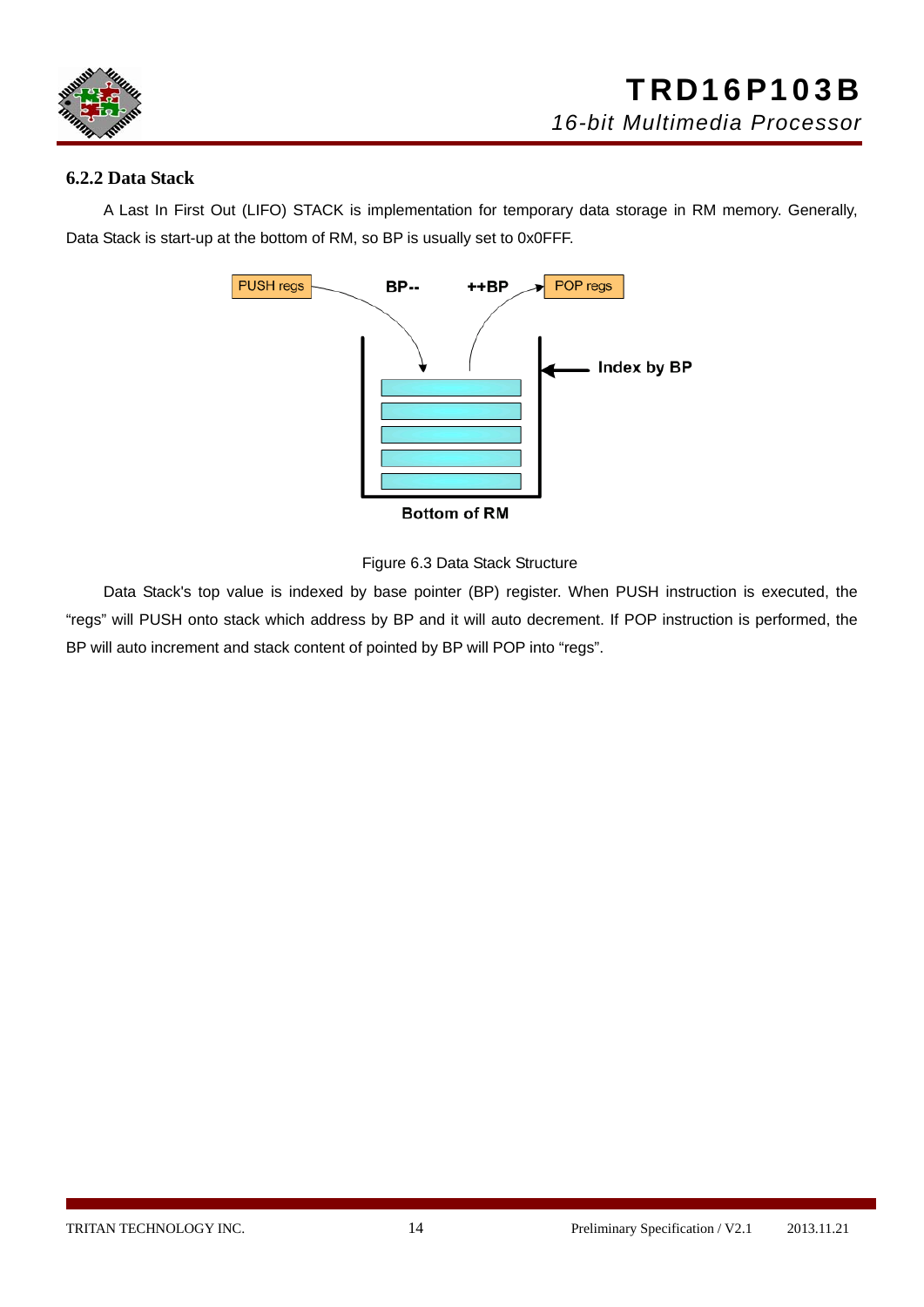### 6.2.2 Data Stack

A Last In First Out (LIFO) STACK is implementation for temporary data storage in RM memory. Generally, Data Stack is start-up at the bottom of RM, so BP is usually set to 0x0FFF.

Figure 6.3 Data Stack Structure

Data Stack's top value is indexed by base pointer (BP) register. When PUSH instruction is executed, the "regs" will PUSH onto stack which address by BP and it will auto decrement. If POP instruction is performed, the BP will auto increment and stack content of pointed by BP will POP into "regs".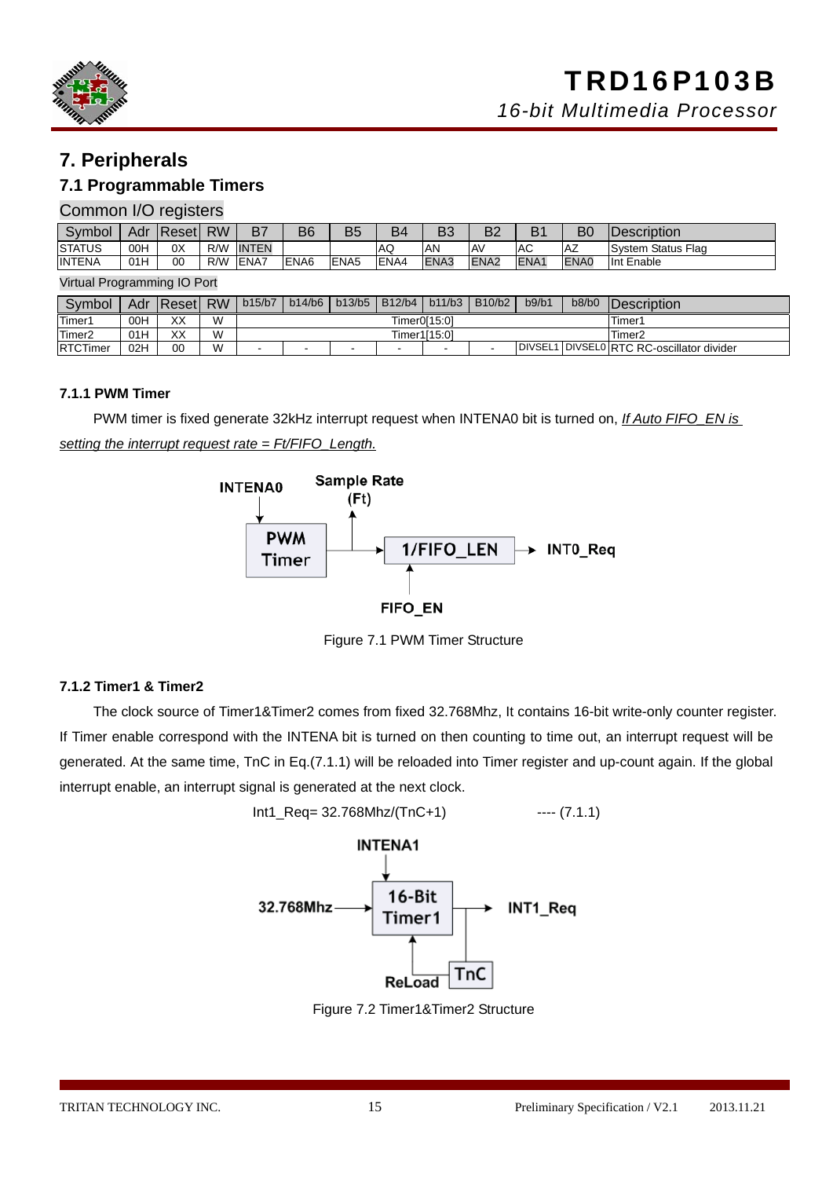# 7. Peripherals

## 7.1 Programmable Timers

Common I/O registers

| Symbol | Adr | Reset | RW | B7 | B6 | B5 | B4 | B3 | B2 | B1 | B0 | Description |
|---|---|---|---|---|---|---|---|---|---|---|---|---|
| STATUS | 00H | 0X | R/W | INTEN | | | AQ | AN | AV | AC | AZ | System Status Flag |
| INTENA | 01H | 00 | R/W | ENA7 | ENA6 | ENA5 | ENA4 | ENA3 | ENA2 | ENA1 | ENA0 | Int Enable |

Virtual Programming IO Port

| Symbol | Adr | Reset | RW | b15/b7 | b14/b6 | b13/b5 | B12/b4 | b11/b3 | B10/b2 | b9/b1 | b8/b0 | Description |
|---|---|---|---|---|---|---|---|---|---|---|---|---|
| Timer1 | 00H | XX | W | Timer0[15:0] | | | | | | | | Timer1 |
| Timer2 | 01H | XX | W | Timer1[15:0] | | | | | | | | Timer2 |
| RTCTimer | 02H | 00 | W | - | - | - | - | - | - | DIVSEL1 | DIVSEL0 | RTC RC-oscillator divider |

### 7.1.1 PWM Timer

PWM timer is fixed generate 32kHz interrupt request when INTENA0 bit is turned on, *If Auto FIFO_EN is setting the interrupt request rate = Ft/FIFO_Length.*

INTENA0 → PWM Timer → 1/FIFO_LEN → INT0_Req; Sample Rate (Ft); FIFO_EN

Figure 7.1 PWM Timer Structure

### 7.1.2 Timer1 & Timer2

The clock source of Timer1&Timer2 comes from fixed 32.768Mhz, It contains 16-bit write-only counter register. If Timer enable correspond with the INTENA bit is turned on then counting to time out, an interrupt request will be generated. At the same time, TnC in Eq.(7.1.1) will be reloaded into Timer register and up-count again. If the global interrupt enable, an interrupt signal is generated at the next clock.

$$Int1\_Req = 32.768Mhz/(TnC+1) \quad \text{---- (7.1.1)}$$

INTENA1; 32.768Mhz → 16-Bit Timer1 → INT1_Req; TnC; ReLoad

Figure 7.2 Timer1&Timer2 Structure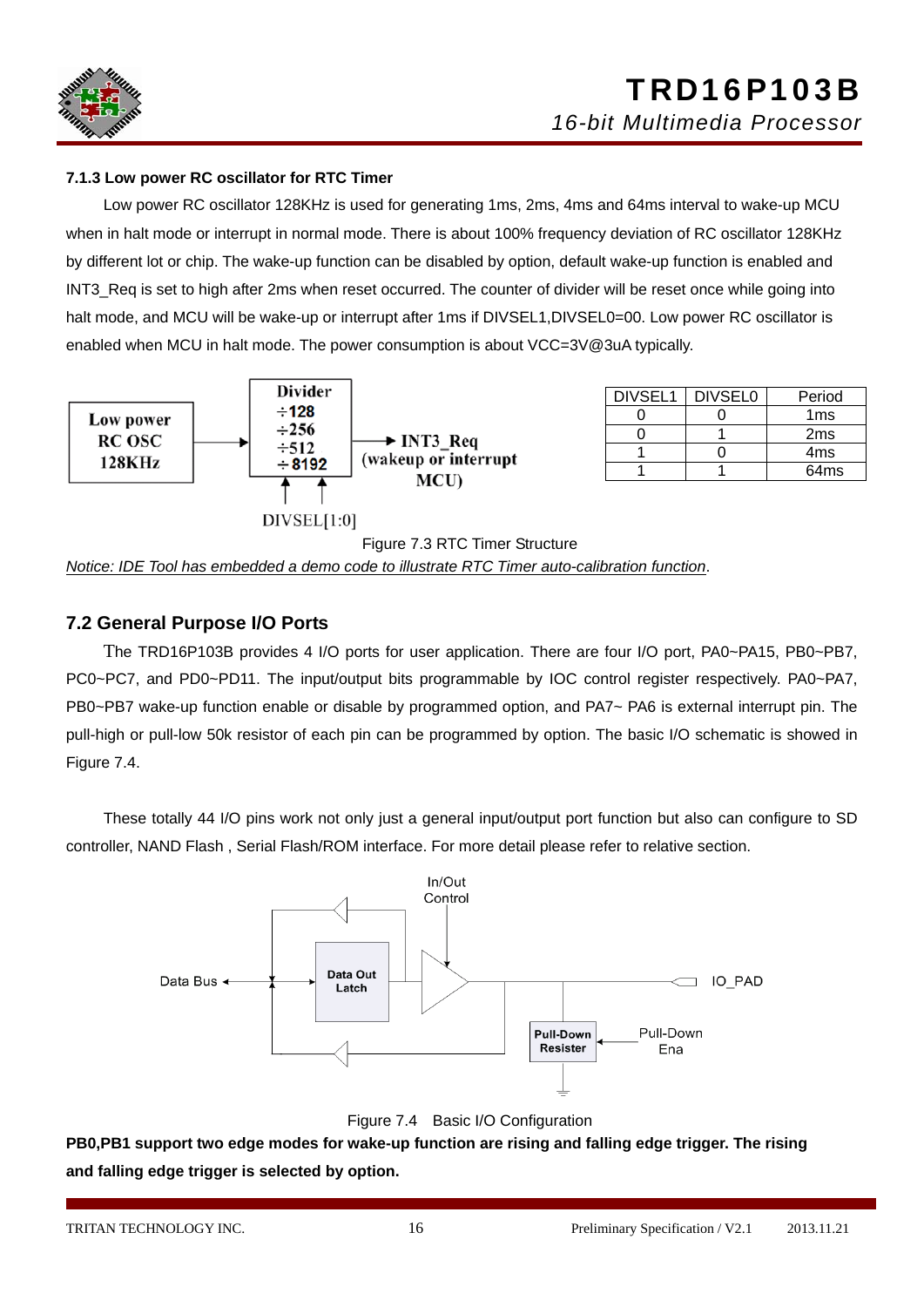### 7.1.3 Low power RC oscillator for RTC Timer

Low power RC oscillator 128KHz is used for generating 1ms, 2ms, 4ms and 64ms interval to wake-up MCU when in halt mode or interrupt in normal mode. There is about 100% frequency deviation of RC oscillator 128KHz by different lot or chip. The wake-up function can be disabled by option, default wake-up function is enabled and INT3_Req is set to high after 2ms when reset occurred. The counter of divider will be reset once while going into halt mode, and MCU will be wake-up or interrupt after 1ms if DIVSEL1,DIVSEL0=00. Low power RC oscillator is enabled when MCU in halt mode. The power consumption is about VCC=3V@3uA typically.

Low power RC OSC 128KHz → Divider ÷128 ÷256 ÷512 ÷8192 → INT3_Req (wakeup or interrupt MCU)

DIVSEL[1:0]

| DIVSEL1 | DIVSEL0 | Period |
|---|---|---|
| 0 | 0 | 1ms |
| 0 | 1 | 2ms |
| 1 | 0 | 4ms |
| 1 | 1 | 64ms |

Figure 7.3 RTC Timer Structure

*Notice: IDE Tool has embedded a demo code to illustrate RTC Timer auto-calibration function*.

## 7.2 General Purpose I/O Ports

The TRD16P103B provides 4 I/O ports for user application. There are four I/O port, PA0~PA15, PB0~PB7, PC0~PC7, and PD0~PD11. The input/output bits programmable by IOC control register respectively. PA0~PA7, PB0~PB7 wake-up function enable or disable by programmed option, and PA7~ PA6 is external interrupt pin. The pull-high or pull-low 50k resistor of each pin can be programmed by option. The basic I/O schematic is showed in Figure 7.4.

These totally 44 I/O pins work not only just a general input/output port function but also can configure to SD controller, NAND Flash , Serial Flash/ROM interface. For more detail please refer to relative section.

In/Out Control

Data Bus

Data Out Latch

IO_PAD

Pull-Down Resister

Pull-Down Ena

Figure 7.4 Basic I/O Configuration

**PB0,PB1 support two edge modes for wake-up function are rising and falling edge trigger. The rising and falling edge trigger is selected by option.**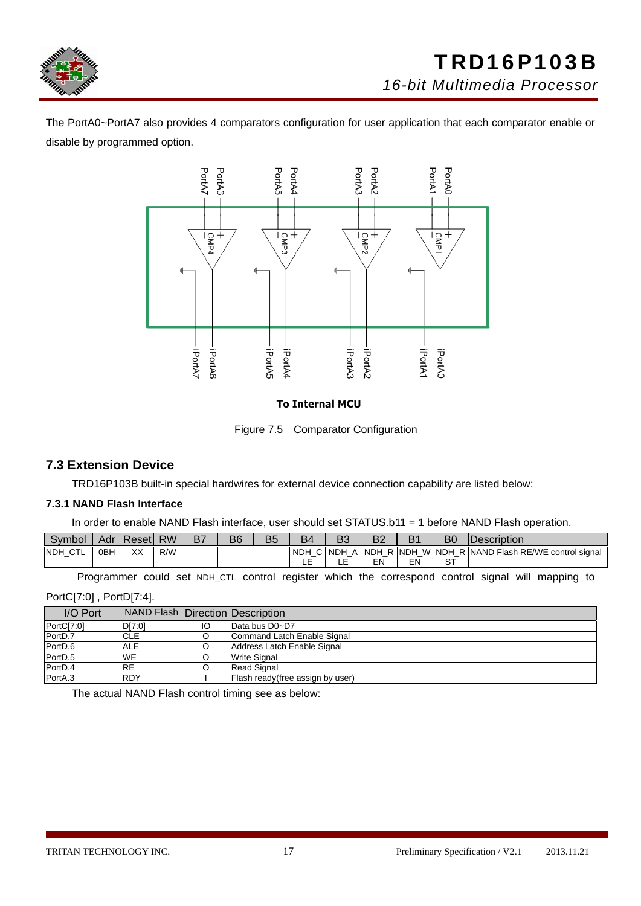The PortA0~PortA7 also provides 4 comparators configuration for user application that each comparator enable or disable by programmed option.

Figure 7.5 Comparator Configuration

## 7.3 Extension Device

TRD16P103B built-in special hardwires for external device connection capability are listed below:

### 7.3.1 NAND Flash Interface

In order to enable NAND Flash interface, user should set STATUS.b11 = 1 before NAND Flash operation.

| Symbol | Adr | Reset | RW | B7 | B6 | B5 | B4 | B3 | B2 | B1 | B0 | Description |
|---|---|---|---|---|---|---|---|---|---|---|---|---|
| NDH_CTL | 0BH | XX | R/W | | | | NDH_CLE | NDH_ALE | NDH_REN | NDH_WEN | NDH_RST | NAND Flash RE/WE control signal |

Programmer could set NDH_CTL control register which the correspond control signal will mapping to PortC[7:0] , PortD[7:4].

| I/O Port | NAND Flash | Direction | Description |
|---|---|---|---|
| PortC[7:0] | D[7:0] | IO | Data bus D0~D7 |
| PortD.7 | CLE | O | Command Latch Enable Signal |
| PortD.6 | ALE | O | Address Latch Enable Signal |
| PortD.5 | WE | O | Write Signal |
| PortD.4 | RE | O | Read Signal |
| PortA.3 | RDY | I | Flash ready(free assign by user) |

The actual NAND Flash control timing see as below: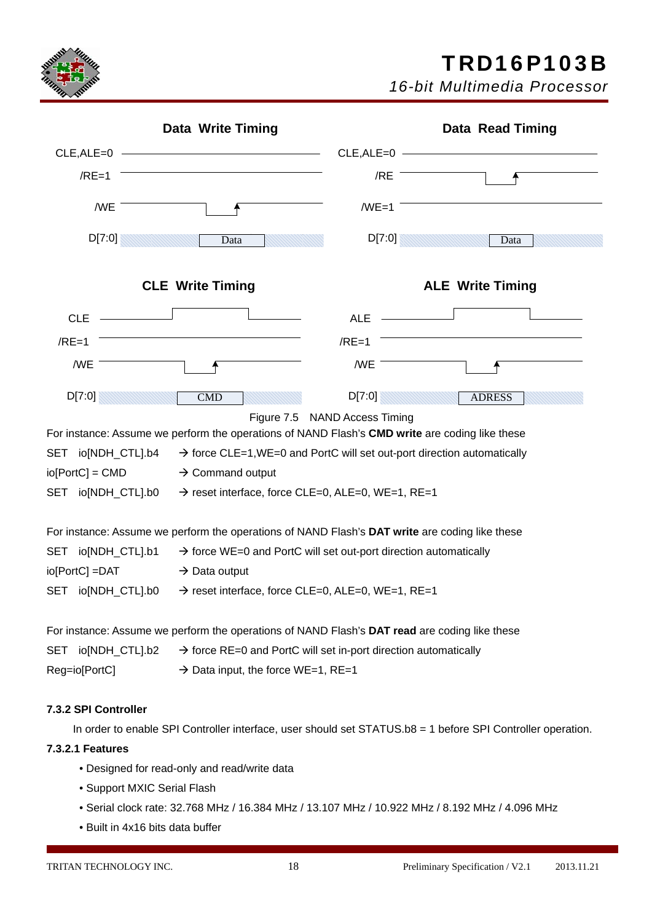Data Write Timing

CLE,ALE=0

/RE=1

/WE

D[7:0] Data

Data Read Timing

CLE,ALE=0

/RE

/WE=1

D[7:0] Data

CLE Write Timing

CLE

/RE=1

/WE

D[7:0] CMD

ALE Write Timing

ALE

/RE=1

/WE

D[7:0] ADRESS

Figure 7.5 NAND Access Timing

For instance: Assume we perform the operations of NAND Flash's **CMD write** are coding like these

SET io[NDH_CTL].b4 → force CLE=1,WE=0 and PortC will set out-port direction automatically

io[PortC] = CMD → Command output

SET io[NDH_CTL].b0 → reset interface, force CLE=0, ALE=0, WE=1, RE=1

For instance: Assume we perform the operations of NAND Flash's **DAT write** are coding like these

SET io[NDH_CTL].b1 → force WE=0 and PortC will set out-port direction automatically

io[PortC] =DAT → Data output

SET io[NDH_CTL].b0 → reset interface, force CLE=0, ALE=0, WE=1, RE=1

For instance: Assume we perform the operations of NAND Flash's **DAT read** are coding like these

SET io[NDH_CTL].b2 → force RE=0 and PortC will set in-port direction automatically

Reg=io[PortC] → Data input, the force WE=1, RE=1

### 7.3.2 SPI Controller

In order to enable SPI Controller interface, user should set STATUS.b8 = 1 before SPI Controller operation.

#### 7.3.2.1 Features

- Designed for read-only and read/write data
- Support MXIC Serial Flash
- Serial clock rate: 32.768 MHz / 16.384 MHz / 13.107 MHz / 10.922 MHz / 8.192 MHz / 4.096 MHz
- Built in 4x16 bits data buffer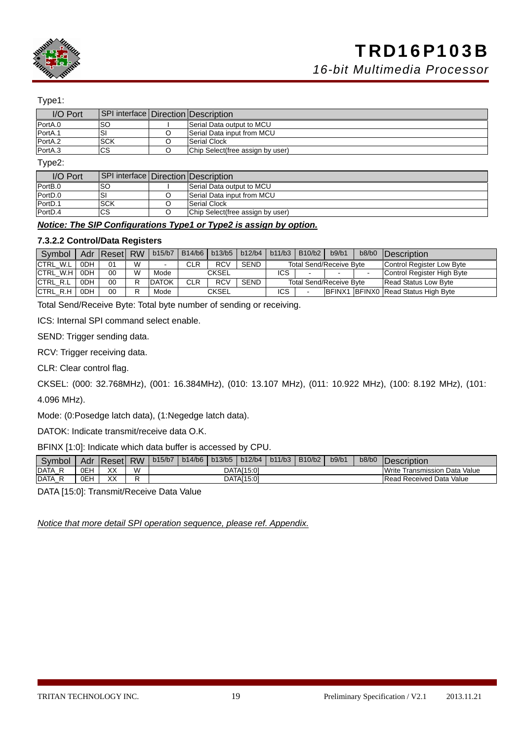Type1:

| I/O Port | SPI interface | Direction | Description |
| --- | --- | --- | --- |
| PortA.0 | SO | I | Serial Data output to MCU |
| PortA.1 | SI | O | Serial Data input from MCU |
| PortA.2 | SCK | O | Serial Clock |
| PortA.3 | CS | O | Chip Select(free assign by user) |

Type2:

| I/O Port | SPI interface | Direction | Description |
| --- | --- | --- | --- |
| PortB.0 | SO | I | Serial Data output to MCU |
| PortD.0 | SI | O | Serial Data input from MCU |
| PortD.1 | SCK | O | Serial Clock |
| PortD.4 | CS | O | Chip Select(free assign by user) |

***Notice: The SIP Configurations Type1 or Type2 is assign by option.***

#### 7.3.2.2 Control/Data Registers

| Symbol | Adr | Reset | RW | b15/b7 | B14/b6 | b13/b5 | b12/b4 | b11/b3 | B10/b2 | b9/b1 | b8/b0 | Description |
| --- | --- | --- | --- | --- | --- | --- | --- | --- | --- | --- | --- | --- |
| CTRL_W.L | 0DH | 01 | W | - | CLR | RCV | SEND | Total Send/Receive Byte | | | | Control Register Low Byte |
| CTRL_W.H | 0DH | 00 | W | Mode | CKSEL | | | ICS | - | - | - | Control Register High Byte |
| CTRL_R.L | 0DH | 00 | R | DATOK | CLR | RCV | SEND | Total Send/Receive Byte | | | | Read Status Low Byte |
| CTRL_R.H | 0DH | 00 | R | Mode | CKSEL | | | ICS | - | BFINX1 | BFINX0 | Read Status High Byte |

Total Send/Receive Byte: Total byte number of sending or receiving.

ICS: Internal SPI command select enable.

SEND: Trigger sending data.

RCV: Trigger receiving data.

CLR: Clear control flag.

CKSEL: (000: 32.768MHz), (001: 16.384MHz), (010: 13.107 MHz), (011: 10.922 MHz), (100: 8.192 MHz), (101: 4.096 MHz).

Mode: (0:Posedge latch data), (1:Negedge latch data).

DATOK: Indicate transmit/receive data O.K.

BFINX [1:0]: Indicate which data buffer is accessed by CPU.

| Symbol | Adr | Reset | RW | b15/b7 | b14/b6 | b13/b5 | b12/b4 | b11/b3 | B10/b2 | b9/b1 | b8/b0 | Description |
| --- | --- | --- | --- | --- | --- | --- | --- | --- | --- | --- | --- | --- |
| DATA_R | 0EH | XX | W | DATA[15:0] | | | | | | | | Write Transmission Data Value |
| DATA_R | 0EH | XX | R | DATA[15:0] | | | | | | | | Read Received Data Value |

DATA [15:0]: Transmit/Receive Data Value

*Notice that more detail SPI operation sequence, please ref. Appendix.*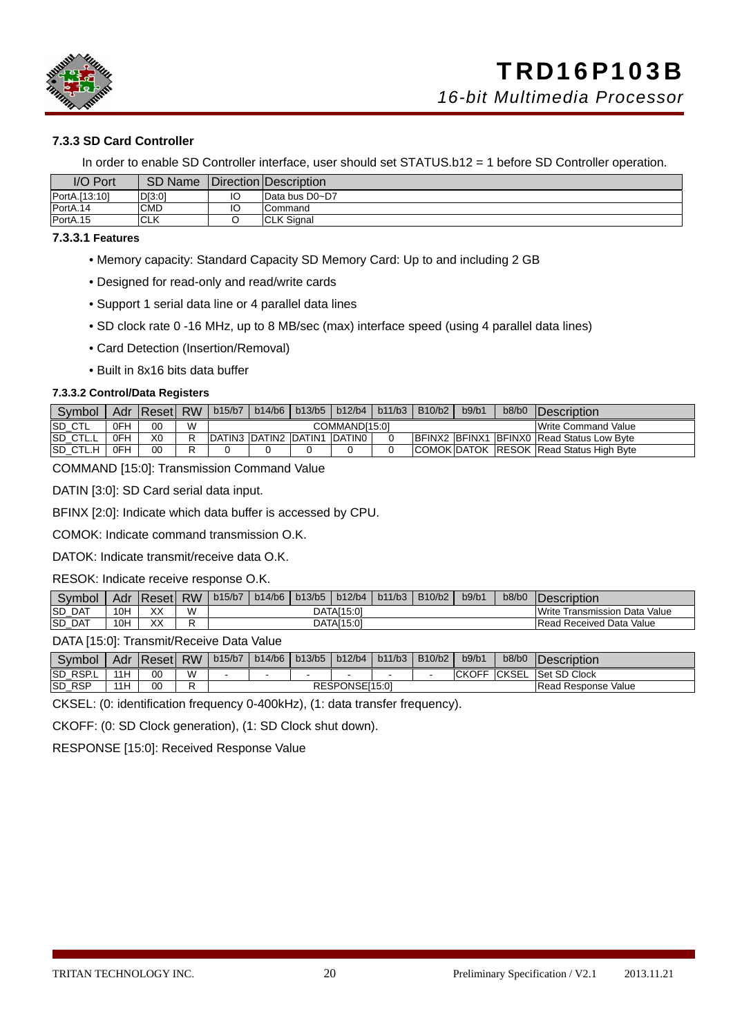### 7.3.3 SD Card Controller

In order to enable SD Controller interface, user should set STATUS.b12 = 1 before SD Controller operation.

| I/O Port | SD Name | Direction | Description |
|---|---|---|---|
| PortA.[13:10] | D[3:0] | IO | Data bus D0~D7 |
| PortA.14 | CMD | IO | Command |
| PortA.15 | CLK | O | CLK Signal |

#### 7.3.3.1 Features

- Memory capacity: Standard Capacity SD Memory Card: Up to and including 2 GB
- Designed for read-only and read/write cards
- Support 1 serial data line or 4 parallel data lines
- SD clock rate 0 -16 MHz, up to 8 MB/sec (max) interface speed (using 4 parallel data lines)
- Card Detection (Insertion/Removal)
- Built in 8x16 bits data buffer

#### 7.3.3.2 Control/Data Registers

| Symbol | Adr | Reset | RW | b15/b7 | b14/b6 | b13/b5 | b12/b4 | b11/b3 | B10/b2 | b9/b1 | b8/b0 | Description |
|---|---|---|---|---|---|---|---|---|---|---|---|---|
| SD_CTL | 0FH | 00 | W | COMMAND[15:0] | | | | | | | | Write Command Value |
| SD_CTL.L | 0FH | X0 | R | DATIN3 | DATIN2 | DATIN1 | DATIN0 | 0 | BFINX2 | BFINX1 | BFINX0 | Read Status Low Byte |
| SD_CTL.H | 0FH | 00 | R | 0 | 0 | 0 | 0 | 0 | COMOK | DATOK | RESOK | Read Status High Byte |

COMMAND [15:0]: Transmission Command Value

DATIN [3:0]: SD Card serial data input.

BFINX [2:0]: Indicate which data buffer is accessed by CPU.

COMOK: Indicate command transmission O.K.

DATOK: Indicate transmit/receive data O.K.

RESOK: Indicate receive response O.K.

| Symbol | Adr | Reset | RW | b15/b7 | b14/b6 | b13/b5 | b12/b4 | b11/b3 | B10/b2 | b9/b1 | b8/b0 | Description |
|---|---|---|---|---|---|---|---|---|---|---|---|---|
| SD_DAT | 10H | XX | W | DATA[15:0] | | | | | | | | Write Transmission Data Value |
| SD_DAT | 10H | XX | R | DATA[15:0] | | | | | | | | Read Received Data Value |

DATA [15:0]: Transmit/Receive Data Value

| Symbol | Adr | Reset | RW | b15/b7 | b14/b6 | b13/b5 | b12/b4 | b11/b3 | B10/b2 | b9/b1 | b8/b0 | Description |
|---|---|---|---|---|---|---|---|---|---|---|---|---|
| SD_RSP.L | 11H | 00 | W | - | - | - | - | - | - | CKOFF | CKSEL | Set SD Clock |
| SD_RSP | 11H | 00 | R | RESPONSE[15:0] | | | | | | | | Read Response Value |

CKSEL: (0: identification frequency 0-400kHz), (1: data transfer frequency).

CKOFF: (0: SD Clock generation), (1: SD Clock shut down).

RESPONSE [15:0]: Received Response Value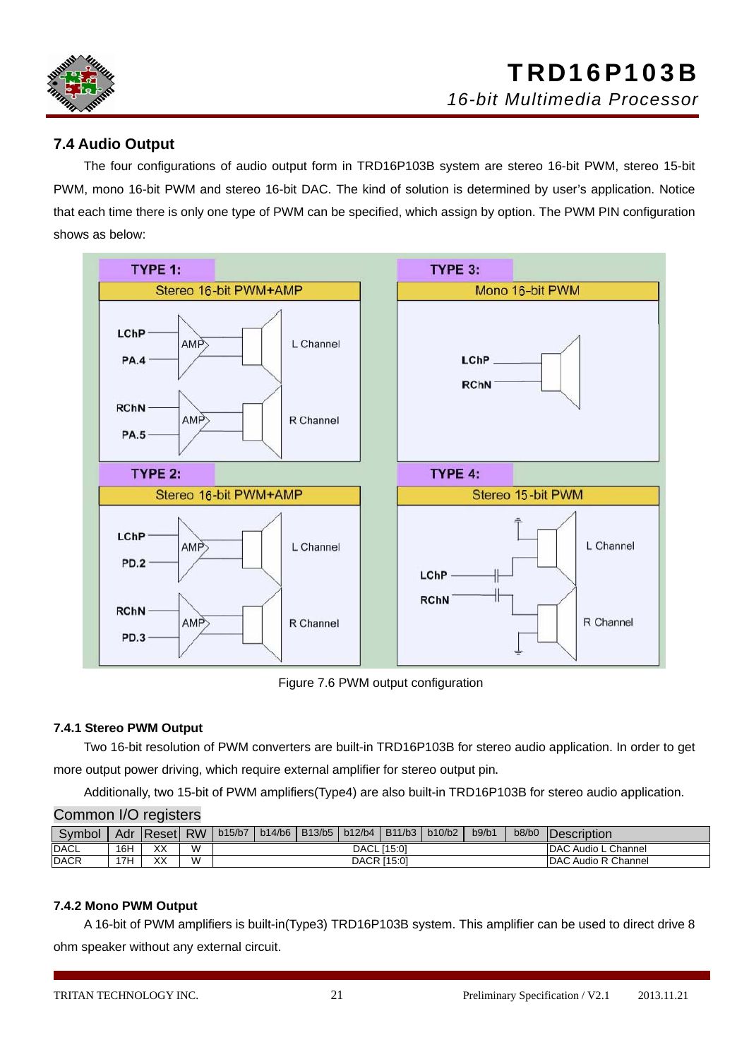## 7.4 Audio Output

The four configurations of audio output form in TRD16P103B system are stereo 16-bit PWM, stereo 15-bit PWM, mono 16-bit PWM and stereo 16-bit DAC. The kind of solution is determined by user's application. Notice that each time there is only one type of PWM can be specified, which assign by option. The PWM PIN configuration shows as below:

Figure 7.6 PWM output configuration

### 7.4.1 Stereo PWM Output

Two 16-bit resolution of PWM converters are built-in TRD16P103B for stereo audio application. In order to get more output power driving, which require external amplifier for stereo output pin.

Additionally, two 15-bit of PWM amplifiers(Type4) are also built-in TRD16P103B for stereo audio application.

Common I/O registers

| Symbol | Adr | Reset | RW | b15/b7 | b14/b6 | B13/b5 | b12/b4 | B11/b3 | b10/b2 | b9/b1 | b8/b0 | Description |
|---|---|---|---|---|---|---|---|---|---|---|---|---|
| DACL | 16H | XX | W | DACL [15:0] | | | | | | | | DAC Audio L Channel |
| DACR | 17H | XX | W | DACR [15:0] | | | | | | | | DAC Audio R Channel |

### 7.4.2 Mono PWM Output

A 16-bit of PWM amplifiers is built-in(Type3) TRD16P103B system. This amplifier can be used to direct drive 8 ohm speaker without any external circuit.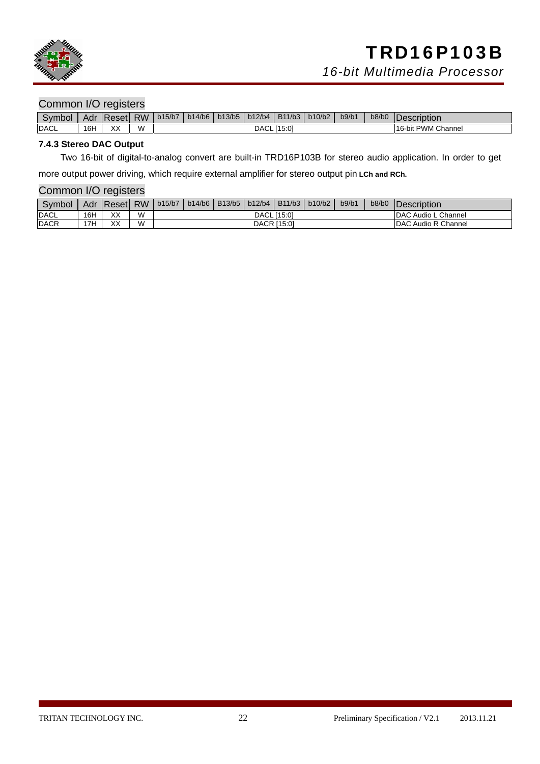### Common I/O registers

| Symbol | Adr | Reset | RW | b15/b7 | b14/b6 | b13/b5 | b12/b4 | B11/b3 | b10/b2 | b9/b1 | b8/b0 | Description |
|---|---|---|---|---|---|---|---|---|---|---|---|---|
| DACL | 16H | XX | W | DACL [15:0] | | | | | | | | 16-bit PWM Channel |

**7.4.3 Stereo DAC Output**

Two 16-bit of digital-to-analog convert are built-in TRD16P103B for stereo audio application. In order to get more output power driving, which require external amplifier for stereo output pin **LCh and RCh.**

### Common I/O registers

| Symbol | Adr | Reset | RW | b15/b7 | b14/b6 | B13/b5 | b12/b4 | B11/b3 | b10/b2 | b9/b1 | b8/b0 | Description |
|---|---|---|---|---|---|---|---|---|---|---|---|---|
| DACL | 16H | XX | W | DACL [15:0] | | | | | | | | DAC Audio L Channel |
| DACR | 17H | XX | W | DACR [15:0] | | | | | | | | DAC Audio R Channel |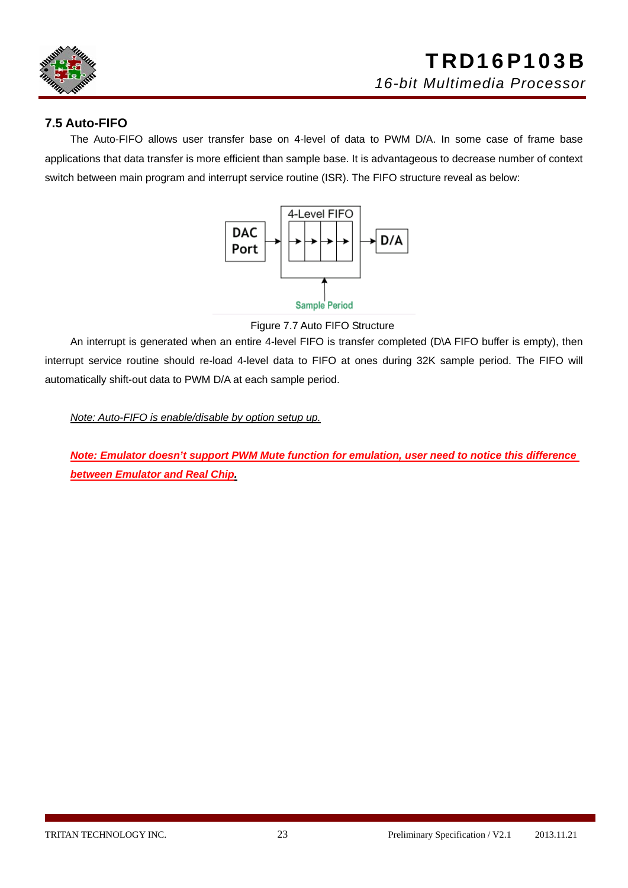### 7.5 Auto-FIFO

The Auto-FIFO allows user transfer base on 4-level of data to PWM D/A. In some case of frame base applications that data transfer is more efficient than sample base. It is advantageous to decrease number of context switch between main program and interrupt service routine (ISR). The FIFO structure reveal as below:

Figure 7.7 Auto FIFO Structure

An interrupt is generated when an entire 4-level FIFO is transfer completed (D\A FIFO buffer is empty), then interrupt service routine should re-load 4-level data to FIFO at ones during 32K sample period. The FIFO will automatically shift-out data to PWM D/A at each sample period.

*Note: Auto-FIFO is enable/disable by option setup up.*

***Note: Emulator doesn't support PWM Mute function for emulation, user need to notice this difference between Emulator and Real Chip.***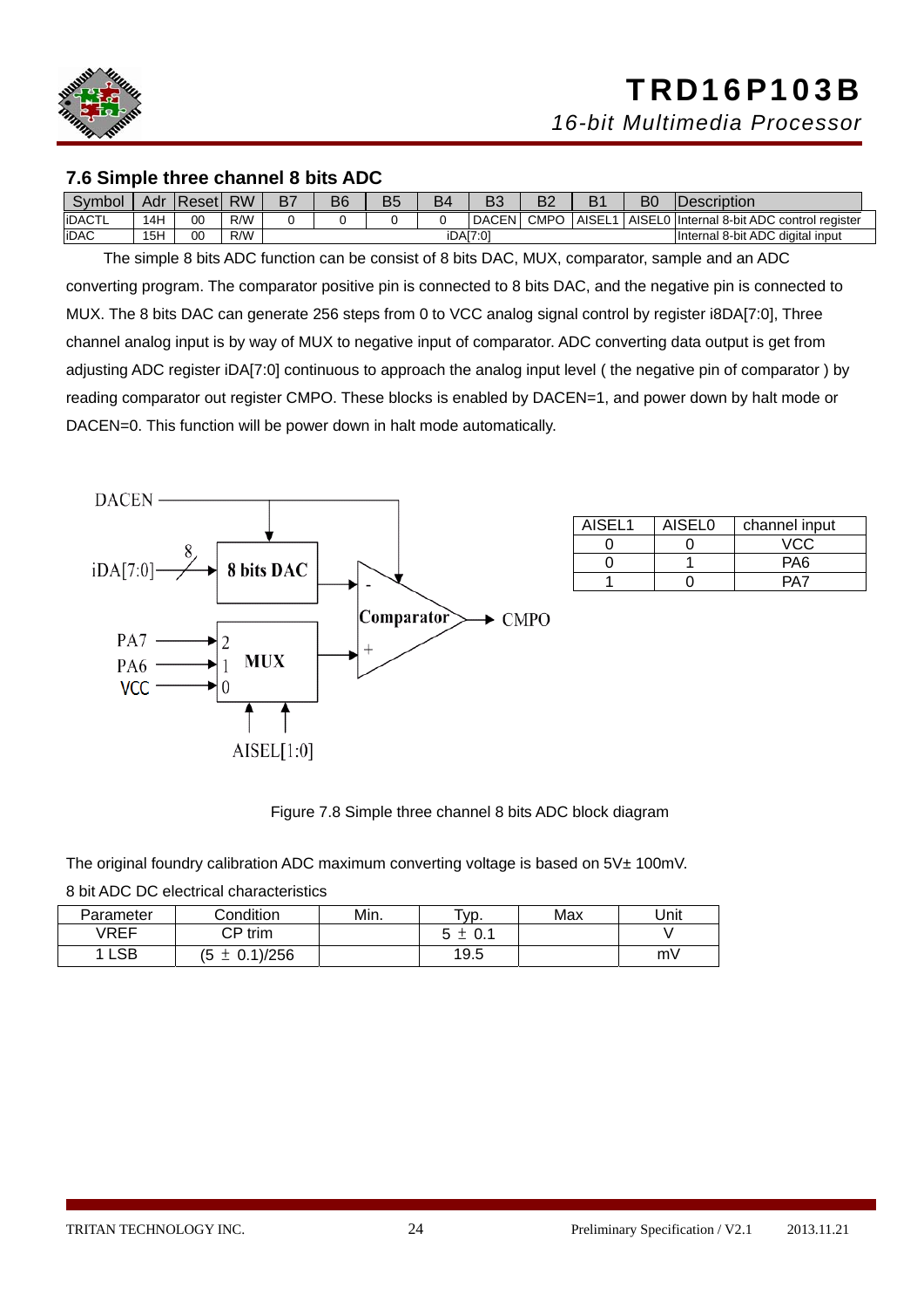## 7.6 Simple three channel 8 bits ADC

| Symbol | Adr | Reset | RW | B7 | B6 | B5 | B4 | B3 | B2 | B1 | B0 | Description |
|---|---|---|---|---|---|---|---|---|---|---|---|---|
| iDACTL | 14H | 00 | R/W | 0 | 0 | 0 | 0 | DACEN | CMPO | AISEL1 | AISEL0 | Internal 8-bit ADC control register |
| iDAC | 15H | 00 | R/W | iDA[7:0] | | | | | | | | Internal 8-bit ADC digital input |

The simple 8 bits ADC function can be consist of 8 bits DAC, MUX, comparator, sample and an ADC converting program. The comparator positive pin is connected to 8 bits DAC, and the negative pin is connected to MUX. The 8 bits DAC can generate 256 steps from 0 to VCC analog signal control by register i8DA[7:0], Three channel analog input is by way of MUX to negative input of comparator. ADC converting data output is get from adjusting ADC register iDA[7:0] continuous to approach the analog input level ( the negative pin of comparator ) by reading comparator out register CMPO. These blocks is enabled by DACEN=1, and power down by halt mode or DACEN=0. This function will be power down in halt mode automatically.

| AISEL1 | AISEL0 | channel input |
|---|---|---|
| 0 | 0 | VCC |
| 0 | 1 | PA6 |
| 1 | 0 | PA7 |

Figure 7.8 Simple three channel 8 bits ADC block diagram

The original foundry calibration ADC maximum converting voltage is based on 5V± 100mV.

8 bit ADC DC electrical characteristics

| Parameter | Condition | Min. | Typ. | Max | Unit |
|---|---|---|---|---|---|
| VREF | CP trim | | 5 ± 0.1 | | V |
| 1 LSB | (5 ± 0.1)/256 | | 19.5 | | mV |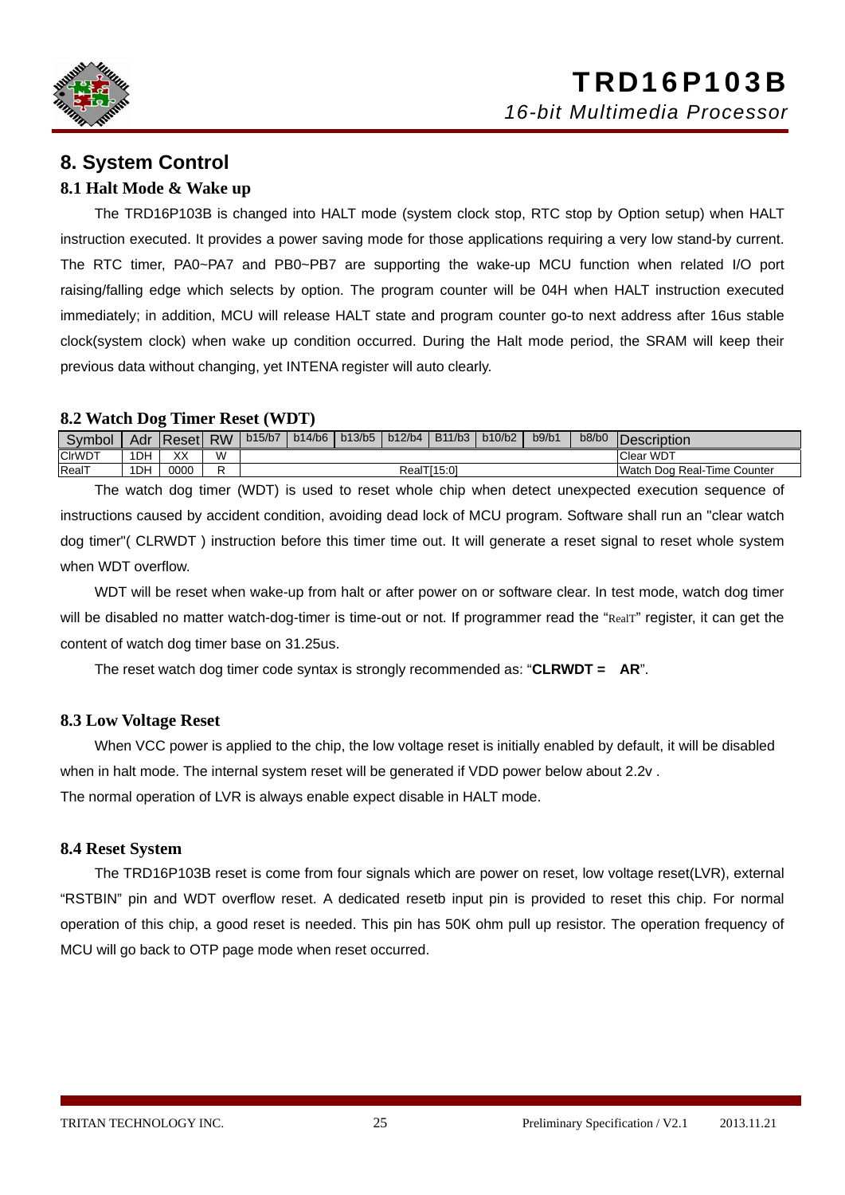# 8. System Control

## 8.1 Halt Mode & Wake up

The TRD16P103B is changed into HALT mode (system clock stop, RTC stop by Option setup) when HALT instruction executed. It provides a power saving mode for those applications requiring a very low stand-by current. The RTC timer, PA0~PA7 and PB0~PB7 are supporting the wake-up MCU function when related I/O port raising/falling edge which selects by option. The program counter will be 04H when HALT instruction executed immediately; in addition, MCU will release HALT state and program counter go-to next address after 16us stable clock(system clock) when wake up condition occurred. During the Halt mode period, the SRAM will keep their previous data without changing, yet INTENA register will auto clearly.

## 8.2 Watch Dog Timer Reset (WDT)

| Symbol | Adr | Reset | RW | b15/b7 | b14/b6 | b13/b5 | b12/b4 | B11/b3 | b10/b2 | b9/b1 | b8/b0 | Description |
|---|---|---|---|---|---|---|---|---|---|---|---|---|
| ClrWDT | 1DH | XX | W | | | | | | | | | Clear WDT |
| RealT | 1DH | 0000 | R | RealT[15:0] | | | | | | | | Watch Dog Real-Time Counter |

The watch dog timer (WDT) is used to reset whole chip when detect unexpected execution sequence of instructions caused by accident condition, avoiding dead lock of MCU program. Software shall run an "clear watch dog timer"( CLRWDT ) instruction before this timer time out. It will generate a reset signal to reset whole system when WDT overflow.

WDT will be reset when wake-up from halt or after power on or software clear. In test mode, watch dog timer will be disabled no matter watch-dog-timer is time-out or not. If programmer read the "RealT" register, it can get the content of watch dog timer base on 31.25us.

The reset watch dog timer code syntax is strongly recommended as: "**CLRWDT = AR**".

## 8.3 Low Voltage Reset

When VCC power is applied to the chip, the low voltage reset is initially enabled by default, it will be disabled when in halt mode. The internal system reset will be generated if VDD power below about 2.2v .

The normal operation of LVR is always enable expect disable in HALT mode.

## 8.4 Reset System

The TRD16P103B reset is come from four signals which are power on reset, low voltage reset(LVR), external "RSTBIN" pin and WDT overflow reset. A dedicated resetb input pin is provided to reset this chip. For normal operation of this chip, a good reset is needed. This pin has 50K ohm pull up resistor. The operation frequency of MCU will go back to OTP page mode when reset occurred.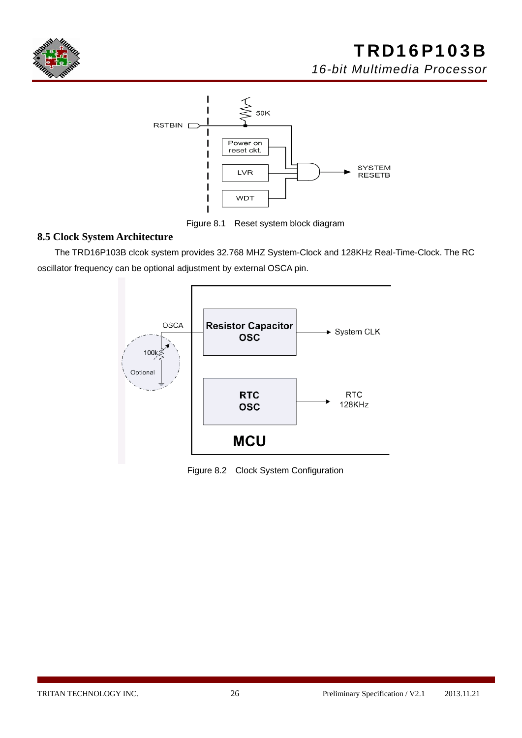Figure 8.1 Reset system block diagram

### 8.5 Clock System Architecture

The TRD16P103B clcok system provides 32.768 MHZ System-Clock and 128KHz Real-Time-Clock. The RC oscillator frequency can be optional adjustment by external OSCA pin.

Figure 8.2 Clock System Configuration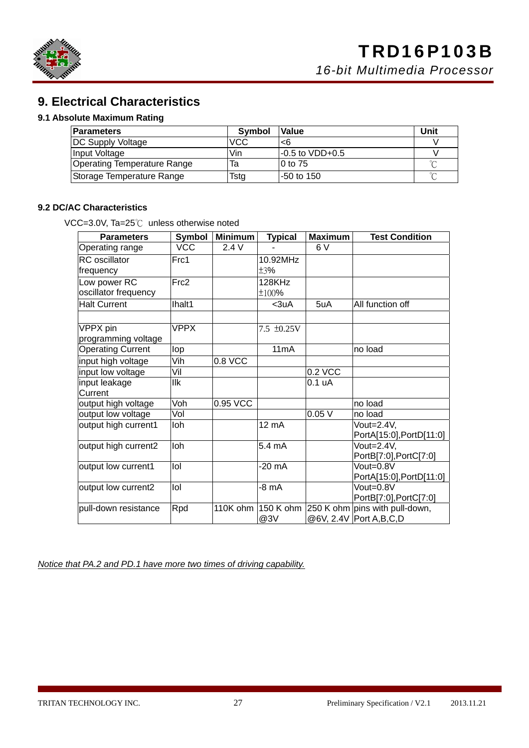# 9. Electrical Characteristics

## 9.1 Absolute Maximum Rating

| Parameters | Symbol | Value | Unit |
|---|---|---|---|
| DC Supply Voltage | VCC | <6 | V |
| Input Voltage | Vin | -0.5 to VDD+0.5 | V |
| Operating Temperature Range | Ta | 0 to 75 | ℃ |
| Storage Temperature Range | Tstg | -50 to 150 | ℃ |

## 9.2 DC/AC Characteristics

VCC=3.0V, Ta=25℃ unless otherwise noted

| Parameters | Symbol | Minimum | Typical | Maximum | Test Condition |
|---|---|---|---|---|---|
| Operating range | VCC | 2.4 V | - | 6 V | |
| RC oscillator frequency | Frc1 | | 10.92MHz ±3% | | |
| Low power RC oscillator frequency | Frc2 | | 128KHz ±100% | | |
| Halt Current | Ihalt1 | | <3uA | 5uA | All function off |
| | | | | | |
| VPPX pin programming voltage | VPPX | | 7.5 ±0.25V | | |
| Operating Current | Iop | | 11mA | | no load |
| input high voltage | Vih | 0.8 VCC | | | |
| input low voltage | Vil | | | 0.2 VCC | |
| input leakage Current | Ilk | | | 0.1 uA | |
| output high voltage | Voh | 0.95 VCC | | | no load |
| output low voltage | Vol | | | 0.05 V | no load |
| output high current1 | Ioh | | 12 mA | | Vout=2.4V, PortA[15:0],PortD[11:0] |
| output high current2 | Ioh | | 5.4 mA | | Vout=2.4V, PortB[7:0],PortC[7:0] |
| output low current1 | Iol | | -20 mA | | Vout=0.8V PortA[15:0],PortD[11:0] |
| output low current2 | Iol | | -8 mA | | Vout=0.8V PortB[7:0],PortC[7:0] |
| pull-down resistance | Rpd | 110K ohm | 150 K ohm @3V | 250 K ohm @6V, 2.4V | pins with pull-down, Port A,B,C,D |

*Notice that PA.2 and PD.1 have more two times of driving capability.*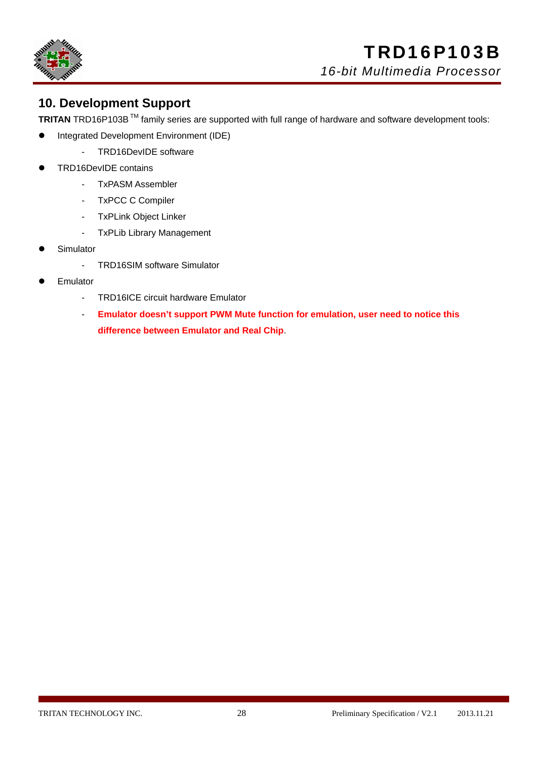## 10. Development Support

**TRITAN** TRD16P103B ™ family series are supported with full range of hardware and software development tools:

- Integrated Development Environment (IDE)
  - TRD16DevIDE software
- TRD16DevIDE contains
  - TxPASM Assembler
  - TxPCC C Compiler
  - TxPLink Object Linker
  - TxPLib Library Management
- Simulator
  - TRD16SIM software Simulator
- Emulator
  - TRD16ICE circuit hardware Emulator
  - **Emulator doesn't support PWM Mute function for emulation, user need to notice this difference between Emulator and Real Chip**.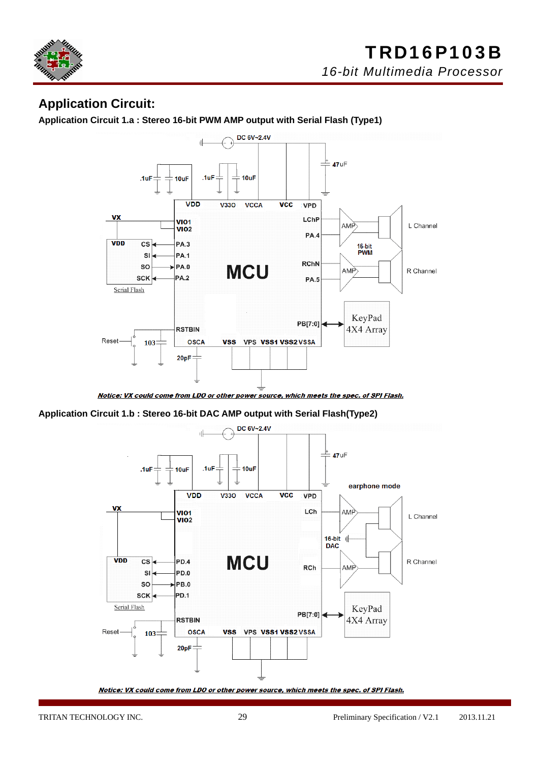## Application Circuit:

### Application Circuit 1.a : Stereo 16-bit PWM AMP output with Serial Flash (Type1)

DC 6V~2.4V

47uF

.1uF 10uF .1uF 10uF

VDD V33O VCCA VCC VPD

VX

VIO1
VIO2

LChP

PA.4

AMP

L Channel

16-bit
PWM

RChN

PA.5

AMP

R Channel

VDD CS PA.3
SI PA.1
SO PA.0
SCK PA.2

Serial Flash

MCU

PB[7:0]

KeyPad
4X4 Array

RSTBIN

Reset

103

OSCA VSS VPS VSS1 VSS2 VSSA

20pF

*Notice: VX could come from LDO or other power source, which meets the spec. of SPI Flash.*

### Application Circuit 1.b : Stereo 16-bit DAC AMP output with Serial Flash(Type2)

DC 6V~2.4V

47uF

.1uF 10uF .1uF 10uF

earphone mode

VDD V33O VCCA VCC VPD

VX

VIO1
VIO2

LCh

AMP

L Channel

16-bit
DAC

RCh

AMP

R Channel

VDD CS PD.4
SI PD.0
SO PB.0
SCK PD.1

Serial Flash

MCU

PB[7:0]

KeyPad
4X4 Array

RSTBIN

Reset

103

OSCA VSS VPS VSS1 VSS2 VSSA

20pF

*Notice: VX could come from LDO or other power source, which meets the spec. of SPI Flash.*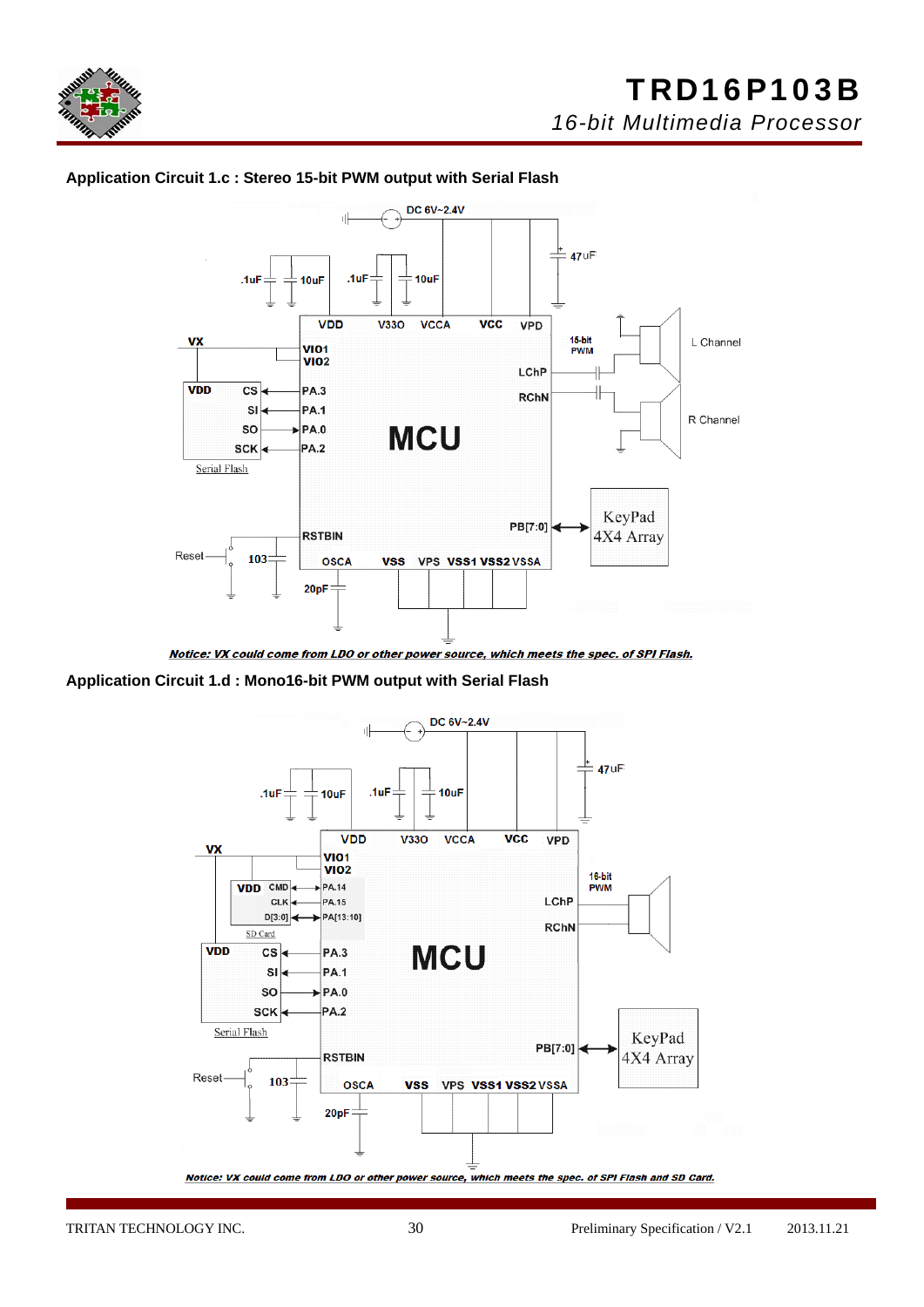## Application Circuit 1.c : Stereo 15-bit PWM output with Serial Flash

DC 6V~2.4V

47uF

.1uF 10uF .1uF 10uF

VDD V330 VCCA VCC VPD

VX

VIO1
VIO2

15-bit PWM

L Channel

LChP

RChN

R Channel

VDD CS PA.3
SI PA.1
SO PA.0
SCK PA.2

Serial Flash

MCU

KeyPad 4X4 Array

PB[7:0]

RSTBIN

Reset 103

OSCA VSS VPS VSS1 VSS2 VSSA

20pF

***Notice: VX could come from LDO or other power source, which meets the spec. of SPI Flash.***

## Application Circuit 1.d : Mono16-bit PWM output with Serial Flash

DC 6V~2.4V

47uF

.1uF 10uF .1uF 10uF

VDD V330 VCCA VCC VPD

VX

VIO1
VIO2

VDD CMD PA.14
CLK PA.15
D[3:0] PA[13:10]

SD Card

16-bit PWM

LChP

RChN

VDD CS PA.3
SI PA.1
SO PA.0
SCK PA.2

Serial Flash

MCU

KeyPad 4X4 Array

PB[7:0]

RSTBIN

Reset 103

OSCA VSS VPS VSS1 VSS2 VSSA

20pF

***Notice: VX could come from LDO or other power source, which meets the spec. of SPI Flash and SD Card.***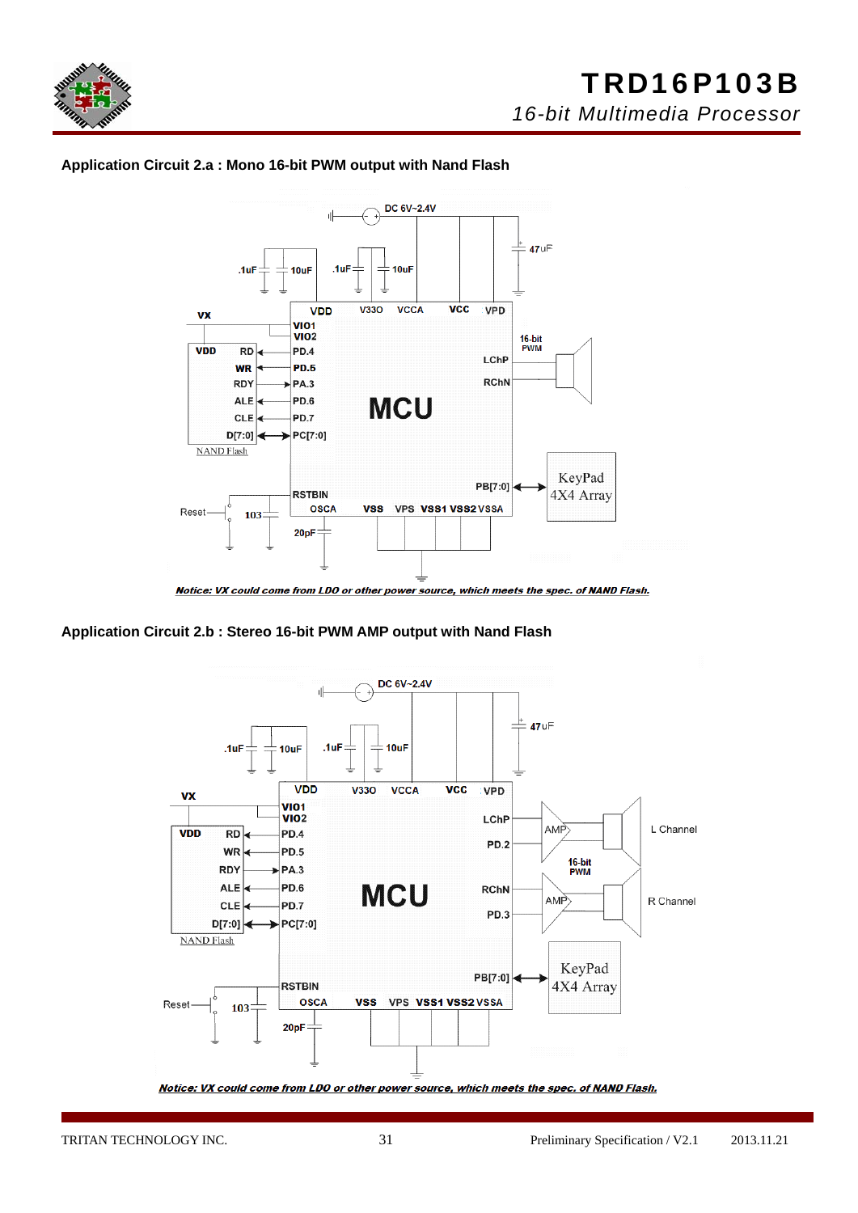## Application Circuit 2.a : Mono 16-bit PWM output with Nand Flash

*Notice: VX could come from LDO or other power source, which meets the spec. of NAND Flash.*

## Application Circuit 2.b : Stereo 16-bit PWM AMP output with Nand Flash

*Notice: VX could come from LDO or other power source, which meets the spec. of NAND Flash.*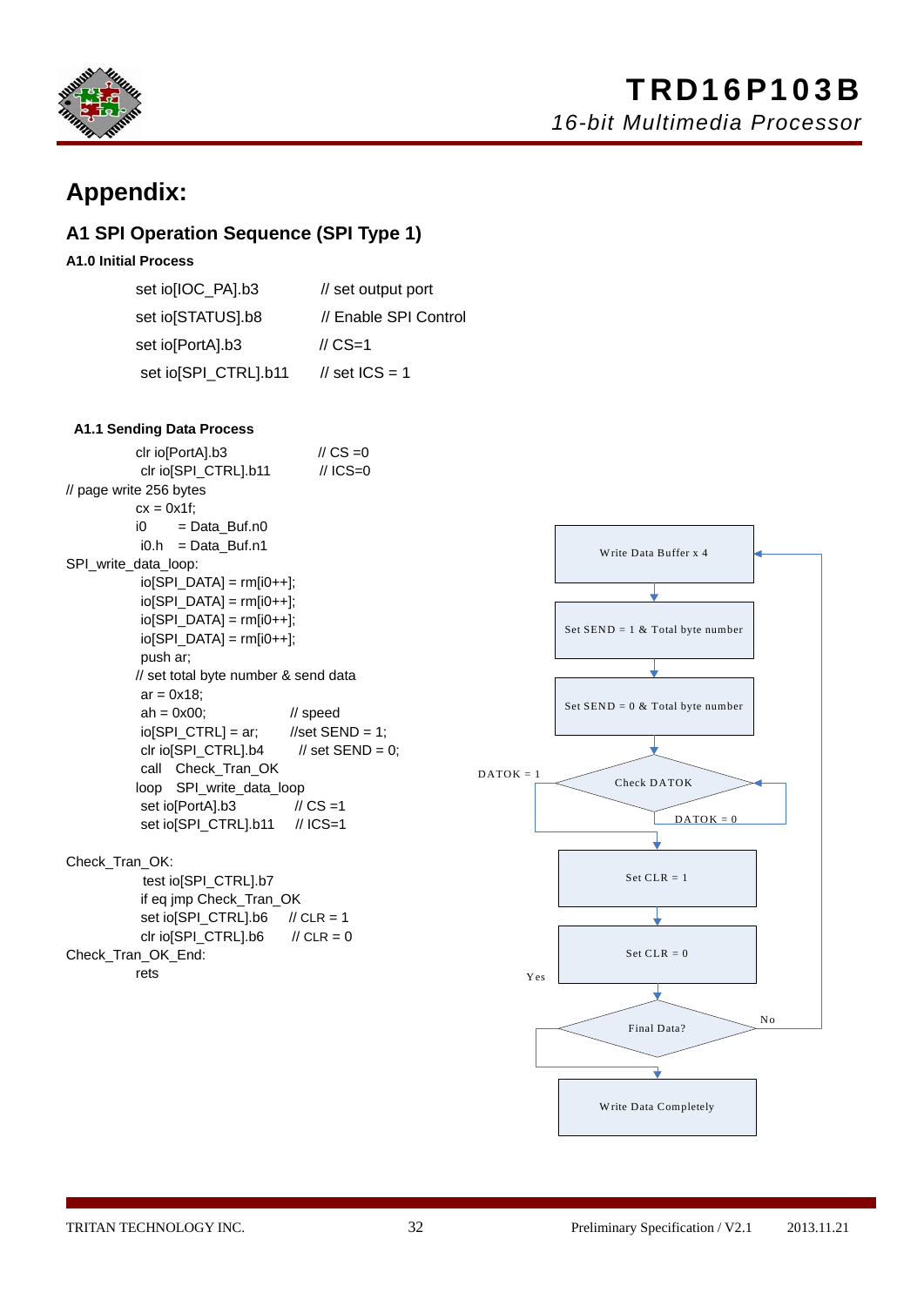# Appendix:

## A1 SPI Operation Sequence (SPI Type 1)

### A1.0 Initial Process

```
set io[IOC_PA].b3          // set output port
set io[STATUS].b8          // Enable SPI Control
set io[PortA].b3           // CS=1
set io[SPI_CTRL].b11       // set ICS = 1
```

### A1.1 Sending Data Process

```
        clr io[PortA].b3            // CS =0
        clr io[SPI_CTRL].b11        // ICS=0
// page write 256 bytes
        cx = 0x1f;
        i0    = Data_Buf.n0
        i0.h  = Data_Buf.n1
SPI_write_data_loop:
        io[SPI_DATA] = rm[i0++];
        io[SPI_DATA] = rm[i0++];
        io[SPI_DATA] = rm[i0++];
        io[SPI_DATA] = rm[i0++];
        push ar;
        // set total byte number & send data
        ar = 0x18;
        ah = 0x00;              // speed
        io[SPI_CTRL] = ar;      //set SEND = 1;
        clr io[SPI_CTRL].b4     // set SEND = 0;
        call   Check_Tran_OK
        loop   SPI_write_data_loop
        set io[PortA].b3        // CS =1
        set io[SPI_CTRL].b11    // ICS=1

Check_Tran_OK:
        test io[SPI_CTRL].b7
        if eq jmp Check_Tran_OK
        set io[SPI_CTRL].b6     // CLR = 1
        clr io[SPI_CTRL].b6     // CLR = 0
Check_Tran_OK_End:
        rets
```

Flowchart:

1. Write Data Buffer x 4
2. Set SEND = 1 & Total byte number
3. Set SEND = 0 & Total byte number
4. Check DATOK (DATOK = 0 → loop back to Check DATOK; DATOK = 1 → continue)
5. Set CLR = 1
6. Set CLR = 0
7. Final Data? (No → return to Write Data Buffer x 4; Yes → continue)
8. Write Data Completely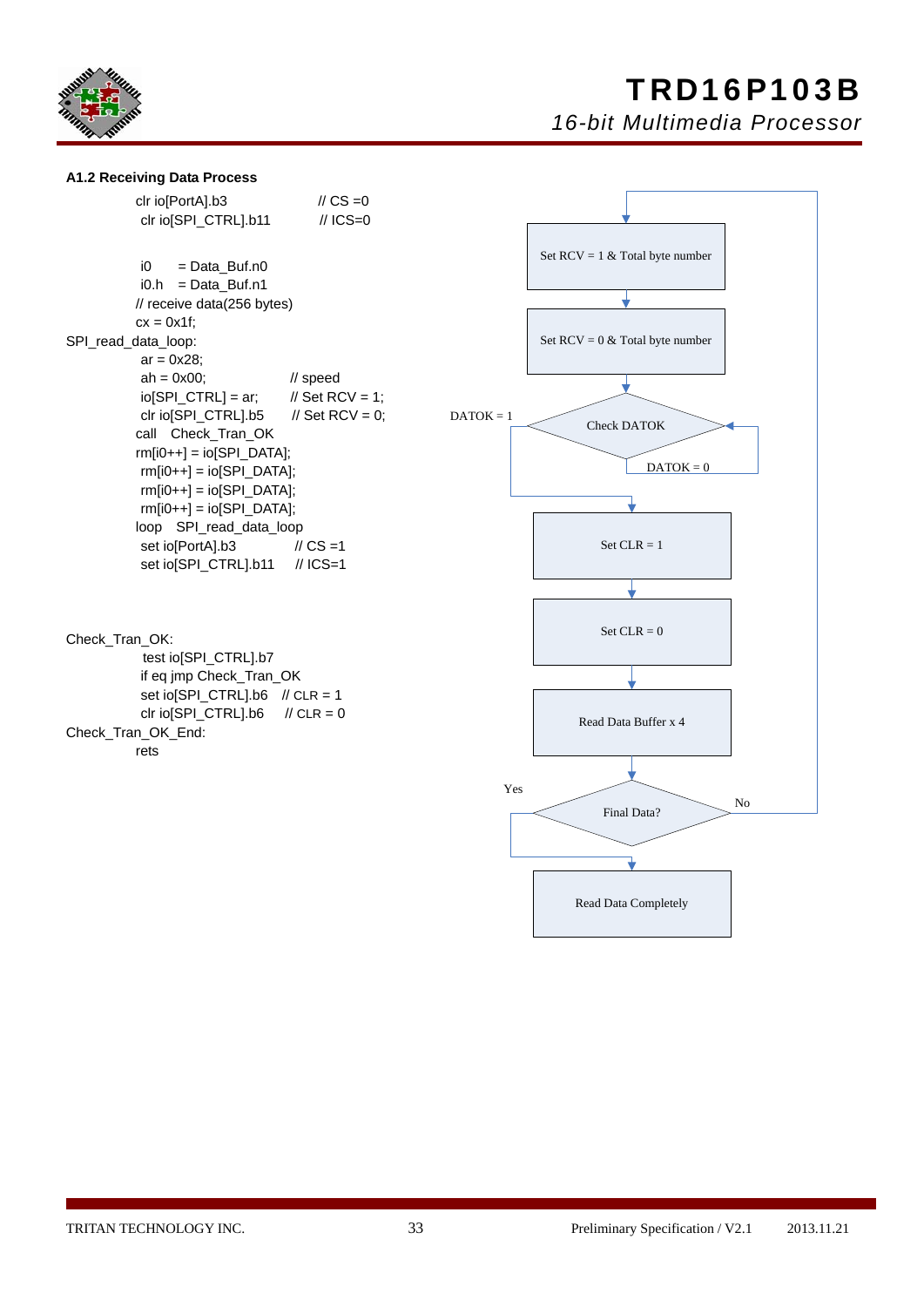### A1.2 Receiving Data Process

```
        clr io[PortA].b3             // CS =0
        clr io[SPI_CTRL].b11         // ICS=0

        i0     = Data_Buf.n0
        i0.h   = Data_Buf.n1
        // receive data(256 bytes)
        cx = 0x1f;
SPI_read_data_loop:
        ar = 0x28;
        ah = 0x00;                   // speed
        io[SPI_CTRL] = ar;           // Set RCV = 1;
        clr io[SPI_CTRL].b5          // Set RCV = 0;
        call  Check_Tran_OK
        rm[i0++] = io[SPI_DATA];
        rm[i0++] = io[SPI_DATA];
        rm[i0++] = io[SPI_DATA];
        rm[i0++] = io[SPI_DATA];
        loop  SPI_read_data_loop
        set io[PortA].b3             // CS =1
        set io[SPI_CTRL].b11         // ICS=1


Check_Tran_OK:
        test io[SPI_CTRL].b7
        if eq jmp Check_Tran_OK
        set io[SPI_CTRL].b6   // CLR = 1
        clr io[SPI_CTRL].b6   // CLR = 0
Check_Tran_OK_End:
        rets
```

Set RCV = 1 & Total byte number

Set RCV = 0 & Total byte number

Check DATOK (DATOK = 1 / DATOK = 0)

Set CLR = 1

Set CLR = 0

Read Data Buffer x 4

Final Data? (Yes / No)

Read Data Completely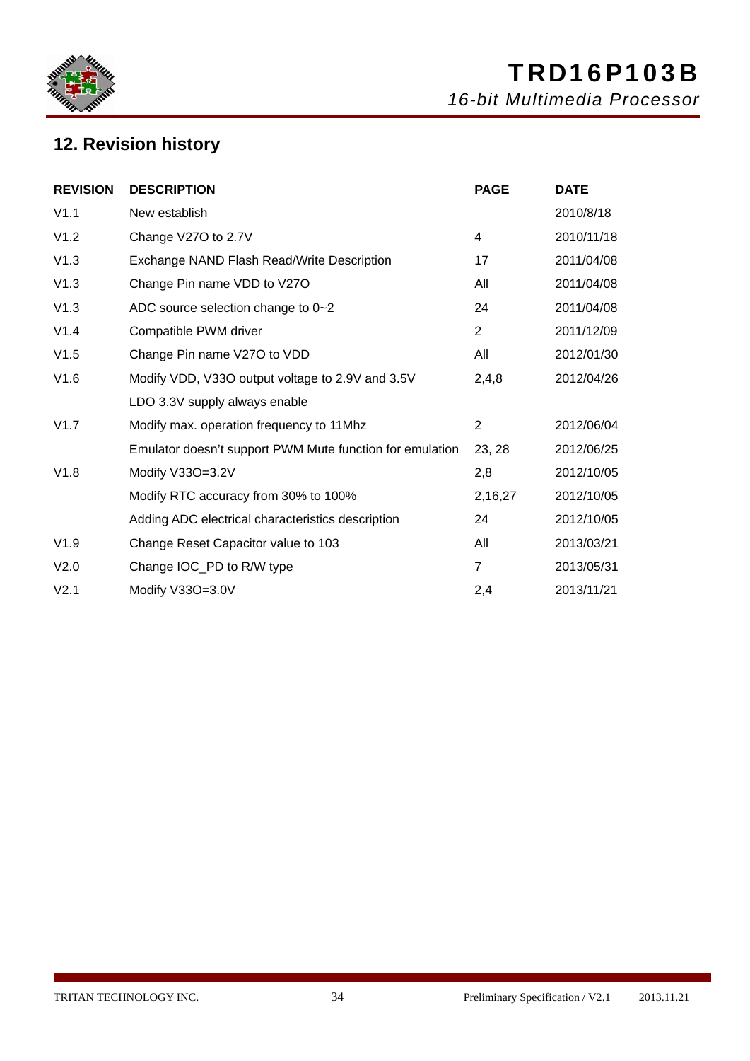## 12. Revision history

| REVISION | DESCRIPTION | PAGE | DATE |
|---|---|---|---|
| V1.1 | New establish | | 2010/8/18 |
| V1.2 | Change V27O to 2.7V | 4 | 2010/11/18 |
| V1.3 | Exchange NAND Flash Read/Write Description | 17 | 2011/04/08 |
| V1.3 | Change Pin name VDD to V27O | All | 2011/04/08 |
| V1.3 | ADC source selection change to 0~2 | 24 | 2011/04/08 |
| V1.4 | Compatible PWM driver | 2 | 2011/12/09 |
| V1.5 | Change Pin name V27O to VDD | All | 2012/01/30 |
| V1.6 | Modify VDD, V33O output voltage to 2.9V and 3.5V | 2,4,8 | 2012/04/26 |
| | LDO 3.3V supply always enable | | |
| V1.7 | Modify max. operation frequency to 11Mhz | 2 | 2012/06/04 |
| | Emulator doesn't support PWM Mute function for emulation | 23, 28 | 2012/06/25 |
| V1.8 | Modify V33O=3.2V | 2,8 | 2012/10/05 |
| | Modify RTC accuracy from 30% to 100% | 2,16,27 | 2012/10/05 |
| | Adding ADC electrical characteristics description | 24 | 2012/10/05 |
| V1.9 | Change Reset Capacitor value to 103 | All | 2013/03/21 |
| V2.0 | Change IOC_PD to R/W type | 7 | 2013/05/31 |
| V2.1 | Modify V33O=3.0V | 2,4 | 2013/11/21 |